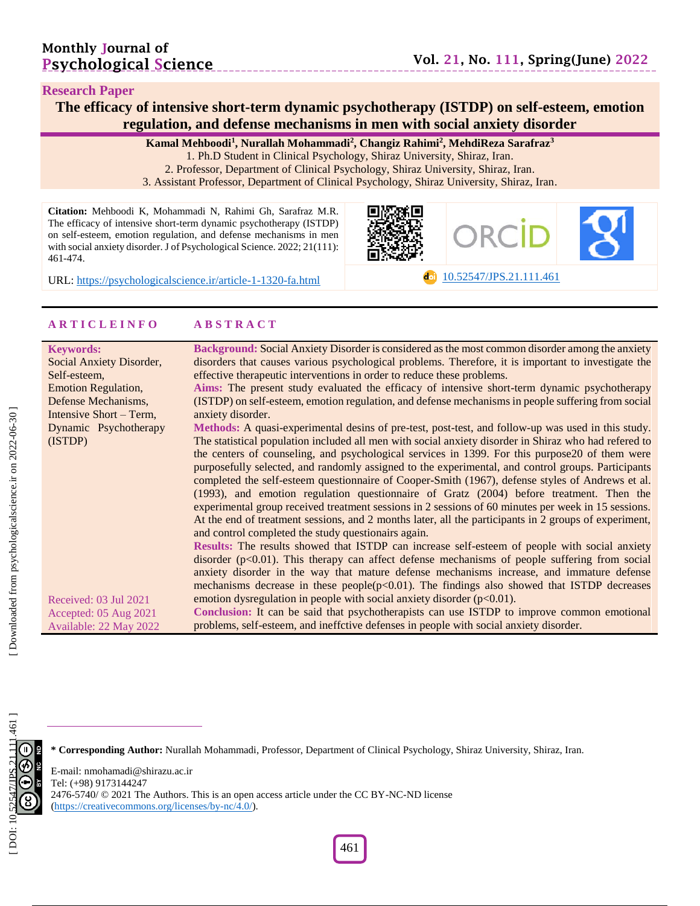**Research Paper**

# The efficacy of intensive short-term dynamic psychotherapy (ISTDP) on self-esteem, emotion regulation, and defense mechanisms in men with social anxiety disorder

**Kamal Mehboodi[1], Nurallah Mohammadi[2], Changiz Rahimi[2], MehdiReza Sarafraz[3]**

1. Ph.D Student in Clinical Psychology, Shiraz University, Shiraz, Iran.
2. Professor, Department of Clinical Psychology, Shiraz University, Shiraz, Iran.
3. Assistant Professor, Department of Clinical Psychology, Shiraz University, Shiraz, Iran.

**Citation:** Mehboodi K, Mohammadi N, Rahimi Gh, Sarafraz M.R. The efficacy of intensive short-term dynamic psychotherapy (ISTDP) on self-esteem, emotion regulation, and defense mechanisms in men with social anxiety disorder. J of Psychological Science. 2022; 21(111): 461-474.

URL: https://psychologicalscience.ir/article-1-1320-fa.html

10.52547/JPS.21.111.461

## ARTICLE INFO

**Keywords:**
Social Anxiety Disorder, Self-esteem, Emotion Regulation, Defense Mechanisms, Intensive Short – Term, Dynamic Psychotherapy (ISTDP)

Received: 03 Jul 2021
Accepted: 05 Aug 2021
Available: 22 May 2022

## ABSTRACT

**Background:** Social Anxiety Disorder is considered as the most common disorder among the anxiety disorders that causes various psychological problems. Therefore, it is important to investigate the effective therapeutic interventions in order to reduce these problems.

**Aims:** The present study evaluated the efficacy of intensive short-term dynamic psychotherapy (ISTDP) on self-esteem, emotion regulation, and defense mechanisms in people suffering from social anxiety disorder.

**Methods:** A quasi-experimental desins of pre-test, post-test, and follow-up was used in this study. The statistical population included all men with social anxiety disorder in Shiraz who had refered to the centers of counseling, and psychological services in 1399. For this purpose20 of them were purposefully selected, and randomly assigned to the experimental, and control groups. Participants completed the self-esteem questionnaire of Cooper-Smith (1967), defense styles of Andrews et al. (1993), and emotion regulation questionnaire of Gratz (2004) before treatment. Then the experimental group received treatment sessions in 2 sessions of 60 minutes per week in 15 sessions. At the end of treatment sessions, and 2 months later, all the participants in 2 groups of experiment, and control completed the study questionairs again.

**Results:** The results showed that ISTDP can increase self-esteem of people with social anxiety disorder ($p<0.01$). This therapy can affect defense mechanisms of people suffering from social anxiety disorder in the way that mature defense mechanisms increase, and immature defense mechanisms decrease in these people($p<0.01$). The findings also showed that ISTDP decreases emotion dysregulation in people with social anxiety disorder ($p<0.01$).

**Conclusion:** It can be said that psychotherapists can use ISTDP to improve common emotional problems, self-esteem, and ineffctive defenses in people with social anxiety disorder.

---

**\* Corresponding Author:** Nurallah Mohammadi, Professor, Department of Clinical Psychology, Shiraz University, Shiraz, Iran.

E-mail: nmohamadi@shirazu.ac.ir
Tel: (+98) 9173144247
2476-5740/ © 2021 The Authors. This is an open access article under the CC BY-NC-ND license (https://creativecommons.org/licenses/by-nc/4.0/).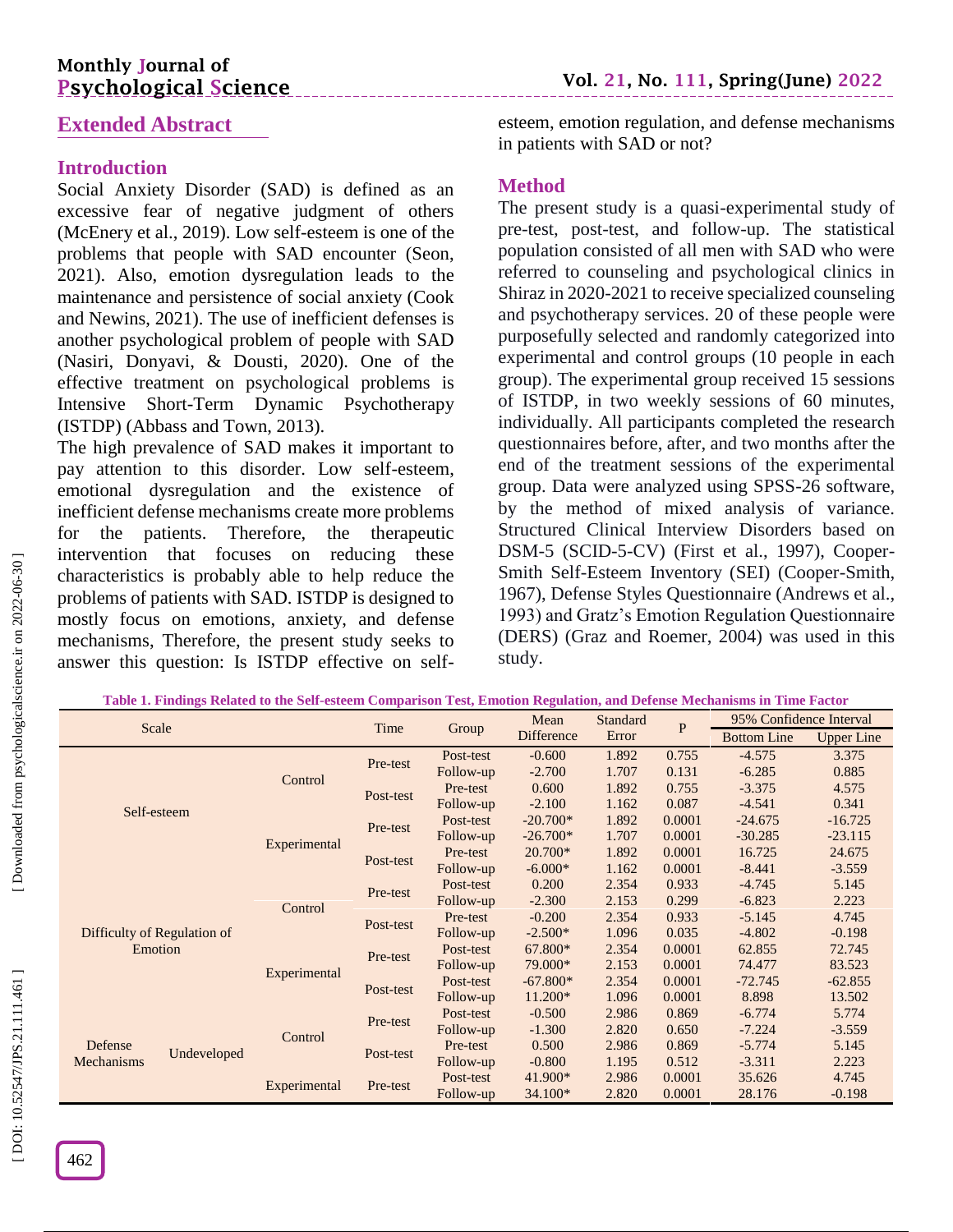## Extended Abstract

### Introduction

Social Anxiety Disorder (SAD) is defined as an excessive fear of negative judgment of others (McEnery et al., 2019). Low self-esteem is one of the problems that people with SAD encounter (Seon, 2021). Also, emotion dysregulation leads to the maintenance and persistence of social anxiety (Cook and Newins, 2021). The use of inefficient defenses is another psychological problem of people with SAD (Nasiri, Donyavi, & Dousti, 2020). One of the effective treatment on psychological problems is Intensive Short-Term Dynamic Psychotherapy (ISTDP) (Abbass and Town, 2013).

The high prevalence of SAD makes it important to pay attention to this disorder. Low self-esteem, emotional dysregulation and the existence of inefficient defense mechanisms create more problems for the patients. Therefore, the therapeutic intervention that focuses on reducing these characteristics is probably able to help reduce the problems of patients with SAD. ISTDP is designed to mostly focus on emotions, anxiety, and defense mechanisms, Therefore, the present study seeks to answer this question: Is ISTDP effective on self-esteem, emotion regulation, and defense mechanisms in patients with SAD or not?

### Method

The present study is a quasi-experimental study of pre-test, post-test, and follow-up. The statistical population consisted of all men with SAD who were referred to counseling and psychological clinics in Shiraz in 2020-2021 to receive specialized counseling and psychotherapy services. 20 of these people were purposefully selected and randomly categorized into experimental and control groups (10 people in each group). The experimental group received 15 sessions of ISTDP, in two weekly sessions of 60 minutes, individually. All participants completed the research questionnaires before, after, and two months after the end of the treatment sessions of the experimental group. Data were analyzed using SPSS-26 software, by the method of mixed analysis of variance. Structured Clinical Interview Disorders based on DSM-5 (SCID-5-CV) (First et al., 1997), Cooper-Smith Self-Esteem Inventory (SEI) (Cooper-Smith, 1967), Defense Styles Questionnaire (Andrews et al., 1993) and Gratz's Emotion Regulation Questionnaire (DERS) (Graz and Roemer, 2004) was used in this study.

**Table 1. Findings Related to the Self-esteem Comparison Test, Emotion Regulation, and Defense Mechanisms in Time Factor**

| Scale | | Time | Group | Mean Difference | Standard Error | P | 95% Confidence Interval | |
|---|---|---|---|---|---|---|---|---|
| | | | | | | | Bottom Line | Upper Line |
| Self-esteem | Control | Pre-test | Post-test | -0.600 | 1.892 | 0.755 | -4.575 | 3.375 |
| | | | Follow-up | -2.700 | 1.707 | 0.131 | -6.285 | 0.885 |
| | | Post-test | Pre-test | 0.600 | 1.892 | 0.755 | -3.375 | 4.575 |
| | | | Follow-up | -2.100 | 1.162 | 0.087 | -4.541 | 0.341 |
| | Experimental | Pre-test | Post-test | -20.700* | 1.892 | 0.0001 | -24.675 | -16.725 |
| | | | Follow-up | -26.700* | 1.707 | 0.0001 | -30.285 | -23.115 |
| | | Post-test | Pre-test | 20.700* | 1.892 | 0.0001 | 16.725 | 24.675 |
| | | | Follow-up | -6.000* | 1.162 | 0.0001 | -8.441 | -3.559 |
| Difficulty of Regulation of Emotion | Control | Pre-test | Post-test | 0.200 | 2.354 | 0.933 | -4.745 | 5.145 |
| | | | Follow-up | -2.300 | 2.153 | 0.299 | -6.823 | 2.223 |
| | | Post-test | Pre-test | -0.200 | 2.354 | 0.933 | -5.145 | 4.745 |
| | | | Follow-up | -2.500* | 1.096 | 0.035 | -4.802 | -0.198 |
| | Experimental | Pre-test | Post-test | 67.800* | 2.354 | 0.0001 | 62.855 | 72.745 |
| | | | Follow-up | 79.000* | 2.153 | 0.0001 | 74.477 | 83.523 |
| | | Post-test | Pre-test | -67.800* | 2.354 | 0.0001 | -72.745 | -62.855 |
| | | | Follow-up | 11.200* | 1.096 | 0.0001 | 8.898 | 13.502 |
| Defense Mechanisms Undeveloped | Control | Pre-test | Post-test | -0.500 | 2.986 | 0.869 | -6.774 | 5.774 |
| | | | Follow-up | -1.300 | 2.820 | 0.650 | -7.224 | -3.559 |
| | | Post-test | Pre-test | 0.500 | 2.986 | 0.869 | -5.774 | 5.145 |
| | | | Follow-up | -0.800 | 1.195 | 0.512 | -3.311 | 2.223 |
| | Experimental | Pre-test | Post-test | 41.900* | 2.986 | 0.0001 | 35.626 | 4.745 |
| | | | Follow-up | 34.100* | 2.820 | 0.0001 | 28.176 | -0.198 |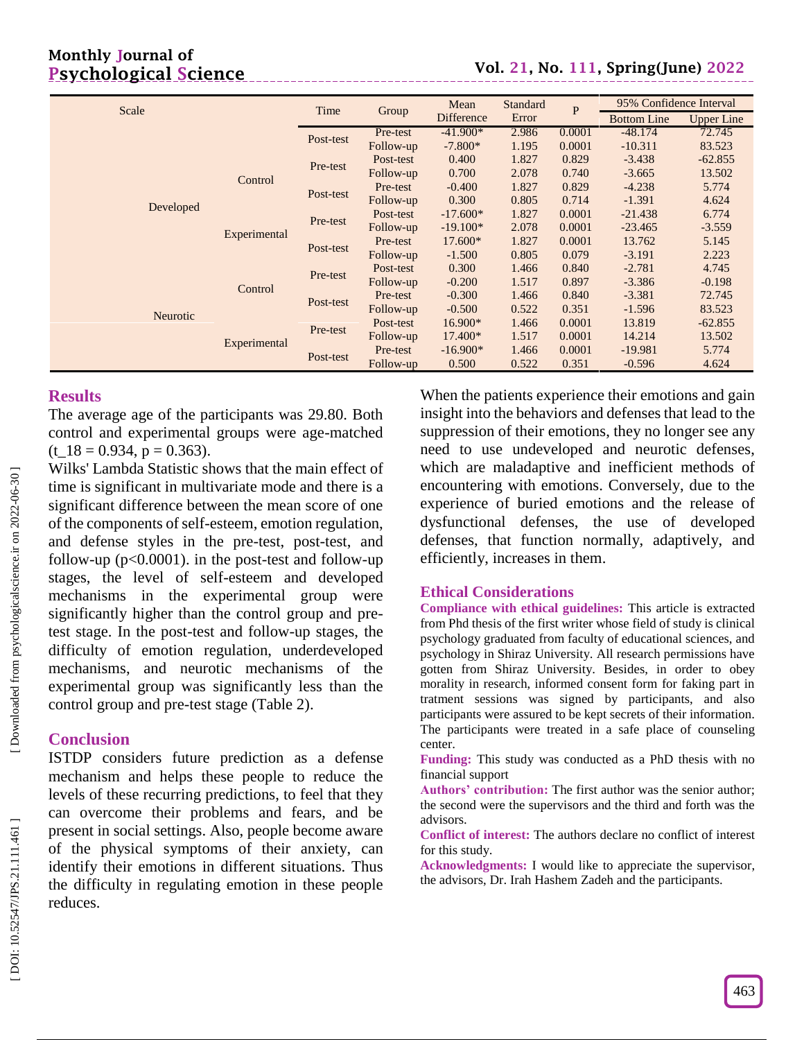| Scale | | Time | Group | Mean Difference | Standard Error | P | 95% Confidence Interval | |
|---|---|---|---|---|---|---|---|---|
| | | | | | | | Bottom Line | Upper Line |
| Developed | Control | Post-test | Pre-test | -41.900* | 2.986 | 0.0001 | -48.174 | 72.745 |
| | | | Follow-up | -7.800* | 1.195 | 0.0001 | -10.311 | 83.523 |
| | | Pre-test | Post-test | 0.400 | 1.827 | 0.829 | -3.438 | -62.855 |
| | | | Follow-up | 0.700 | 2.078 | 0.740 | -3.665 | 13.502 |
| | | Post-test | Pre-test | -0.400 | 1.827 | 0.829 | -4.238 | 5.774 |
| | | | Follow-up | 0.300 | 0.805 | 0.714 | -1.391 | 4.624 |
| | Experimental | Pre-test | Post-test | -17.600* | 1.827 | 0.0001 | -21.438 | 6.774 |
| | | | Follow-up | -19.100* | 2.078 | 0.0001 | -23.465 | -3.559 |
| | | Post-test | Pre-test | 17.600* | 1.827 | 0.0001 | 13.762 | 5.145 |
| | | | Follow-up | -1.500 | 0.805 | 0.079 | -3.191 | 2.223 |
| Neurotic | Control | Pre-test | Post-test | 0.300 | 1.466 | 0.840 | -2.781 | 4.745 |
| | | | Follow-up | -0.200 | 1.517 | 0.897 | -3.386 | -0.198 |
| | | Post-test | Pre-test | -0.300 | 1.466 | 0.840 | -3.381 | 72.745 |
| | | | Follow-up | -0.500 | 0.522 | 0.351 | -1.596 | 83.523 |
| | Experimental | Pre-test | Post-test | 16.900* | 1.466 | 0.0001 | 13.819 | -62.855 |
| | | | Follow-up | 17.400* | 1.517 | 0.0001 | 14.214 | 13.502 |
| | | Post-test | Pre-test | -16.900* | 1.466 | 0.0001 | -19.981 | 5.774 |
| | | | Follow-up | 0.500 | 0.522 | 0.351 | -0.596 | 4.624 |

## Results

The average age of the participants was 29.80. Both control and experimental groups were age-matched ($t_{18} = 0.934$, $p = 0.363$).

Wilks' Lambda Statistic shows that the main effect of time is significant in multivariate mode and there is a significant difference between the mean score of one of the components of self-esteem, emotion regulation, and defense styles in the pre-test, post-test, and follow-up ($p<0.0001$). in the post-test and follow-up stages, the level of self-esteem and developed mechanisms in the experimental group were significantly higher than the control group and pre-test stage. In the post-test and follow-up stages, the difficulty of emotion regulation, underdeveloped mechanisms, and neurotic mechanisms of the experimental group was significantly less than the control group and pre-test stage (Table 2).

## Conclusion

ISTDP considers future prediction as a defense mechanism and helps these people to reduce the levels of these recurring predictions, to feel that they can overcome their problems and fears, and be present in social settings. Also, people become aware of the physical symptoms of their anxiety, can identify their emotions in different situations. Thus the difficulty in regulating emotion in these people reduces.

When the patients experience their emotions and gain insight into the behaviors and defenses that lead to the suppression of their emotions, they no longer see any need to use undeveloped and neurotic defenses, which are maladaptive and inefficient methods of encountering with emotions. Conversely, due to the experience of buried emotions and the release of dysfunctional defenses, the use of developed defenses, that function normally, adaptively, and efficiently, increases in them.

## Ethical Considerations

**Compliance with ethical guidelines:** This article is extracted from Phd thesis of the first writer whose field of study is clinical psychology graduated from faculty of educational sciences, and psychology in Shiraz University. All research permissions have gotten from Shiraz University. Besides, in order to obey morality in research, informed consent form for faking part in tratment sessions was signed by participants, and also participants were assured to be kept secrets of their information. The participants were treated in a safe place of counseling center.

**Funding:** This study was conducted as a PhD thesis with no financial support

**Authors' contribution:** The first author was the senior author; the second were the supervisors and the third and forth was the advisors.

**Conflict of interest:** The authors declare no conflict of interest for this study.

**Acknowledgments:** I would like to appreciate the supervisor, the advisors, Dr. Irah Hashem Zadeh and the participants.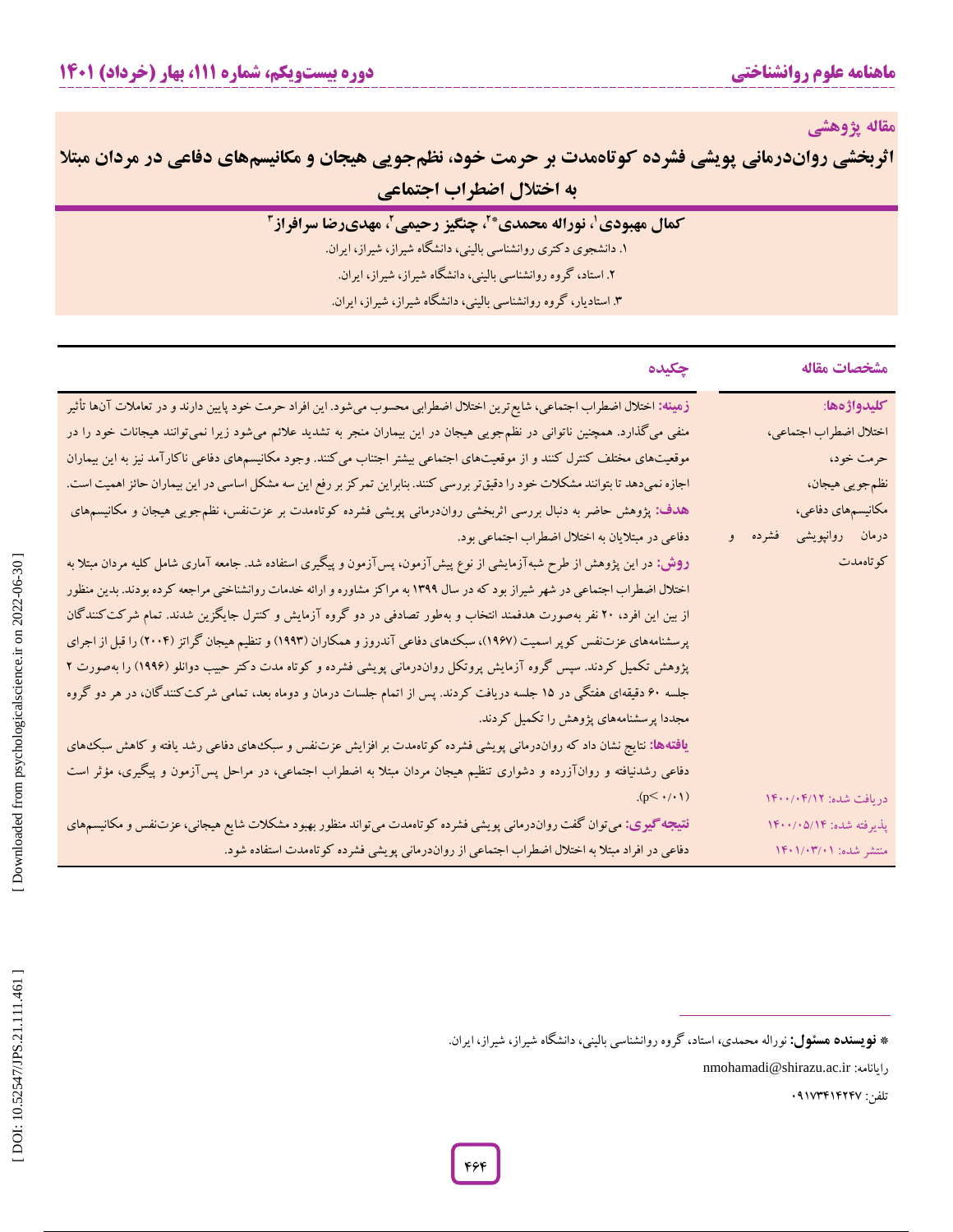**مقاله پژوهشی**

# اثربخشی روان‌درمانی پویشی فشرده کوتاه‌مدت بر حرمت خود، نظم‌جویی هیجان و مکانیسم‌های دفاعی در مردان مبتلا به اختلال اضطراب اجتماعی

**کمال مهبودی[۱]، نوراله محمدی*[۲]، چنگیز رحیمی[۲]، مهدی‌رضا سرافراز[۳]**

۱. دانشجوی دکتری روانشناسی بالینی، دانشگاه شیراز، شیراز، ایران.

۲. استاد، گروه روانشناسی بالینی، دانشگاه شیراز، شیراز، ایران.

۳. استادیار، گروه روانشناسی بالینی، دانشگاه شیراز، شیراز، ایران.

## مشخصات مقاله

**کلیدواژه‌ها:**
اختلال اضطراب اجتماعی،
حرمت خود،
نظم‌جویی هیجان،
مکانیسم‌های دفاعی،
درمان روانپویشی فشرده و کوتاه‌مدت

دریافت شده: ۱۴۰۰/۰۴/۱۲

پذیرفته شده: ۱۴۰۰/۰۵/۱۴

منتشر شده: ۱۴۰۱/۰۳/۰۱

## چکیده

**زمینه:** اختلال اضطراب اجتماعی، شایع‌ترین اختلال اضطرابی محسوب می‌شود. این افراد حرمت خود پایین دارند و در تعاملات آن‌ها تأثیر منفی می‌گذارد. همچنین ناتوانی در نظم‌جویی هیجان در این بیماران منجر به تشدید علائم می‌شود زیرا نمی‌توانند هیجانات خود را در موقعیت‌های مختلف کنترل کنند و از موقعیت‌های اجتماعی بیشتر اجتناب می‌کنند. وجود مکانیسم‌های دفاعی ناکارآمد نیز به این بیماران اجازه نمی‌دهد تا بتوانند مشکلات خود را دقیق‌تر بررسی کنند. بنابراین تمرکز بر رفع این سه مشکل اساسی در این بیماران حائز اهمیت است.

**هدف:** پژوهش حاضر به دنبال بررسی اثربخشی روان‌درمانی پویشی فشرده کوتاه‌مدت بر عزت‌نفس، نظم‌جویی هیجان و مکانیسم‌های دفاعی در مبتلایان به اختلال اضطراب اجتماعی بود.

**روش:** در این پژوهش از طرح شبه‌آزمایشی از نوع پیش‌آزمون، پس‌آزمون و پیگیری استفاده شد. جامعه آماری شامل کلیه مردان مبتلا به اختلال اضطراب اجتماعی در شهر شیراز بود که در سال ۱۳۹۹ به مراکز مشاوره و ارائه خدمات روانشناختی مراجعه کرده بودند. بدین منظور از بین این افراد، ۲۰ نفر به‌صورت هدفمند انتخاب و به‌طور تصادفی در دو گروه آزمایش و کنترل جایگزین شدند. تمام شرکت‌کنندگان پرسشنامه‌های عزت‌نفس کوپر اسمیت (۱۹۶۷)، سبک‌های دفاعی آندروز و همکاران (۱۹۹۳) و تنظیم هیجان گراتز (۲۰۰۴) را قبل از اجرای پژوهش تکمیل کردند. سپس گروه آزمایش پروتکل روان‌درمانی پویشی فشرده و کوتاه مدت دکتر حبیب دوانلو (۱۹۹۶) را به‌صورت ۲ جلسه ۶۰ دقیقه‌ای هفتگی در ۱۵ جلسه دریافت کردند. پس از اتمام جلسات درمان و دوماه بعد، تمامی شرکت‌کنندگان، در هر دو گروه مجددا پرسشنامه‌های پژوهش را تکمیل کردند.

**یافته‌ها:** نتایج نشان داد که روان‌درمانی پویشی فشرده کوتاه‌مدت بر افزایش عزت‌نفس و سبک‌های دفاعی رشد یافته و کاهش سبک‌های دفاعی رشدنیافته و روان‌آزرده و دشواری تنظیم هیجان مردان مبتلا به اضطراب اجتماعی، در مراحل پس‌آزمون و پیگیری، مؤثر است ($p<0.01$).

**نتیجه‌گیری:** می‌توان گفت روان‌درمانی پویشی فشرده کوتاه‌مدت می‌تواند منظور بهبود مشکلات شایع هیجانی، عزت‌نفس و مکانیسم‌های دفاعی در افراد مبتلا به اختلال اضطراب اجتماعی از روان‌درمانی پویشی فشرده کوتاه‌مدت استفاده شود.

---

* **نویسنده مسئول:** نوراله محمدی، استاد، گروه روانشناسی بالینی، دانشگاه شیراز، شیراز، ایران.

رایانامه: nmohamadi@shirazu.ac.ir

تلفن: ۰۹۱۷۳۴۱۴۲۴۷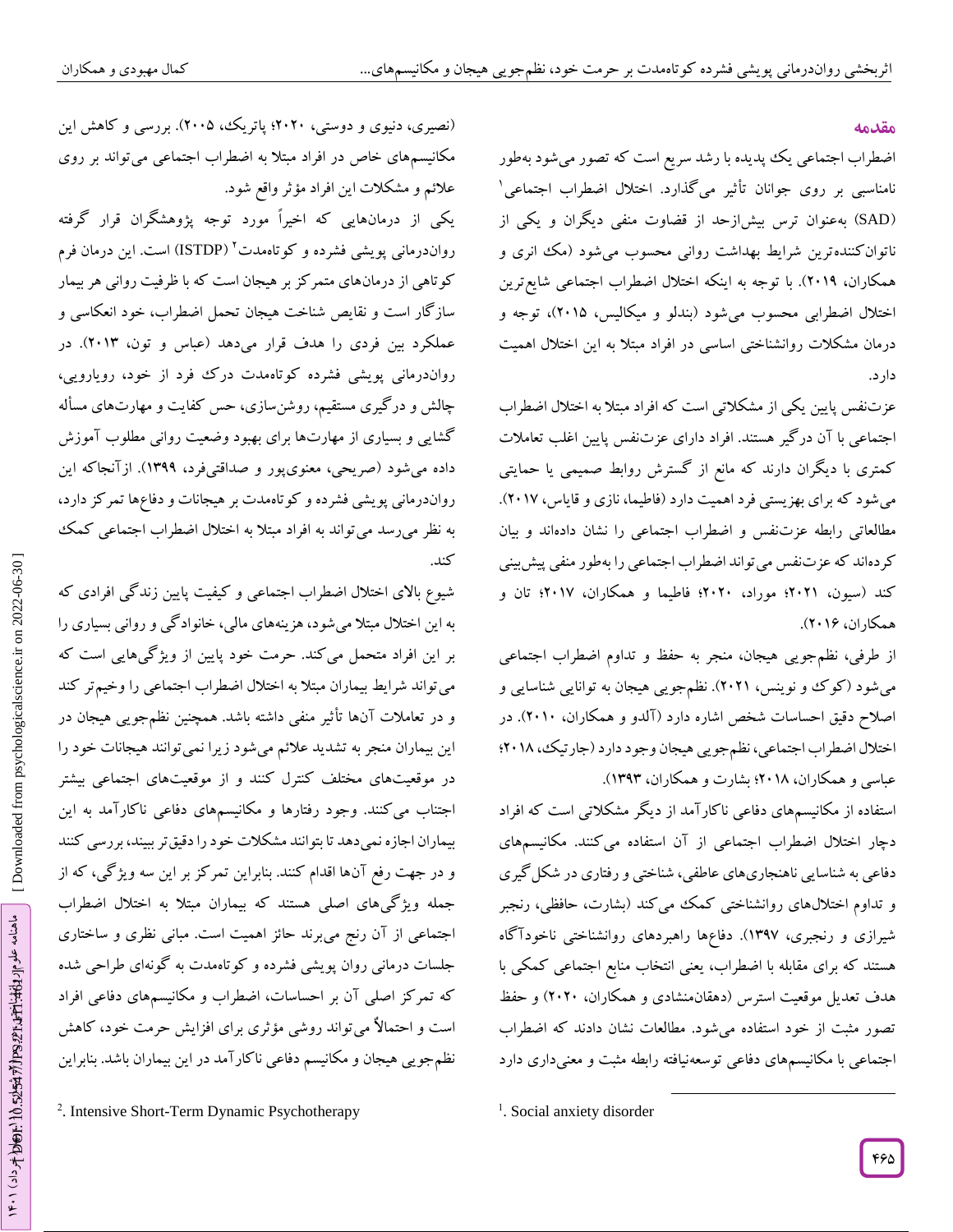## مقدمه

اضطراب اجتماعی یک پدیده با رشد سریع است که تصور می‌شود به‌طور نامناسبی بر روی جوانان تأثیر می‌گذارد. اختلال اضطراب اجتماعی[1] (SAD) به‌عنوان ترس بیش‌ازحد از قضاوت منفی دیگران و یکی از ناتوان‌کننده‌ترین شرایط بهداشت روانی محسوب می‌شود (مک انری و همکاران، ۲۰۱۹). با توجه به اینکه اختلال اضطراب اجتماعی شایع‌ترین اختلال اضطرابی محسوب می‌شود (بندلو و میکالیس، ۲۰۱۵)، توجه و درمان مشکلات روانشناختی اساسی در افراد مبتلا به این اختلال اهمیت دارد.

عزت‌نفس پایین یکی از مشکلاتی است که افراد مبتلا به اختلال اضطراب اجتماعی با آن درگیر هستند. افراد دارای عزت‌نفس پایین اغلب تعاملات کمتری با دیگران دارند که مانع از گسترش روابط صمیمی یا حمایتی می‌شود که برای بهزیستی فرد اهمیت دارد (فاطیما، نازی و قایاس، ۲۰۱۷). مطالعاتی رابطه عزت‌نفس و اضطراب اجتماعی را نشان داده‌اند و بیان کرده‌اند که عزت‌نفس می‌تواند اضطراب اجتماعی را به‌طور منفی پیش‌بینی کند (سیون، ۲۰۲۱؛ موراد، ۲۰۲۰؛ فاطیما و همکاران، ۲۰۱۷؛ تان و همکاران، ۲۰۱۶).

از طرفی، نظم‌جویی هیجان، منجر به حفظ و تداوم اضطراب اجتماعی می‌شود (کوک و نوینس، ۲۰۲۱). نظم‌جویی هیجان به توانایی شناسایی و اصلاح دقیق احساسات شخص اشاره دارد (آلدو و همکاران، ۲۰۱۰). در اختلال اضطراب اجتماعی، نظم‌جویی هیجان وجود دارد (جارتیک، ۲۰۱۸؛ عباسی و همکاران، ۲۰۱۸؛ بشارت و همکاران، ۱۳۹۳).

استفاده از مکانیسم‌های دفاعی ناکارآمد از دیگر مشکلاتی است که افراد دچار اختلال اضطراب اجتماعی از آن استفاده می‌کنند. مکانیسم‌های دفاعی به شناسایی ناهنجاری‌های عاطفی، شناختی و رفتاری در شکل‌گیری و تداوم اختلال‌های روانشناختی کمک می‌کند (بشارت، حافظی، رنجبر شیرازی و رنجبری، ۱۳۹۷). دفاع‌ها راهبردهای روانشناختی ناخودآگاه هستند که برای مقابله با اضطراب، یعنی انتخاب منابع اجتماعی کمکی با هدف تعدیل موقعیت استرس (دهقان‌منشادی و همکاران، ۲۰۲۰) و حفظ تصور مثبت از خود استفاده می‌شود. مطالعات نشان دادند که اضطراب اجتماعی با مکانیسم‌های دفاعی توسعه‌نیافته رابطه مثبت و معنی‌داری دارد (نصیری، دنیوی و دوستی، ۲۰۲۰؛ پاتریک، ۲۰۰۵). بررسی و کاهش این مکانیسم‌های خاص در افراد مبتلا به اضطراب اجتماعی می‌تواند بر روی علائم و مشکلات این افراد مؤثر واقع شود.

یکی از درمان‌هایی که اخیراً مورد توجه پژوهشگران قرار گرفته روان‌درمانی پویشی فشرده و کوتاه‌مدت[2] (ISTDP) است. این درمان فرم کوتاهی از درمان‌های متمرکز بر هیجان است که با ظرفیت روانی هر بیمار سازگار است و نقایص شناخت هیجان تحمل اضطراب، خود انعکاسی و عملکرد بین فردی را هدف قرار می‌دهد (عباس و تون، ۲۰۱۳). در روان‌درمانی پویشی فشرده کوتاه‌مدت درک فرد از خود، رویارویی، چالش و درگیری مستقیم، روشن‌سازی، حس کفایت و مهارت‌های مسأله گشایی و بسیاری از مهارت‌ها برای بهبود وضعیت روانی مطلوب آموزش داده می‌شود (صریحی، معنوی‌پور و صداقتی‌فرد، ۱۳۹۹). ازآنجاکه این روان‌درمانی پویشی فشرده و کوتاه‌مدت بر هیجانات و دفاع‌ها تمرکز دارد، به نظر می‌رسد می‌تواند به افراد مبتلا به اختلال اضطراب اجتماعی کمک کند.

شیوع بالای اختلال اضطراب اجتماعی و کیفیت پایین زندگی افرادی که به این اختلال مبتلا می‌شود، هزینه‌های مالی، خانوادگی و روانی بسیاری را بر این افراد متحمل می‌کند. حرمت خود پایین از ویژگی‌هایی است که می‌تواند شرایط بیماران مبتلا به اختلال اضطراب اجتماعی را وخیم‌تر کند و در تعاملات آن‌ها تأثیر منفی داشته باشد. همچنین نظم‌جویی هیجان در این بیماران منجر به تشدید علائم می‌شود زیرا نمی‌توانند هیجانات خود را در موقعیت‌های مختلف کنترل کنند و از موقعیت‌های اجتماعی بیشتر اجتناب می‌کنند. وجود رفتارها و مکانیسم‌های دفاعی ناکارآمد به این بیماران اجازه نمی‌دهد تا بتوانند مشکلات خود را دقیق‌تر ببینند، بررسی کنند و در جهت رفع آن‌ها اقدام کنند. بنابراین تمرکز بر این سه ویژگی، که از جمله ویژگی‌های اصلی هستند که بیماران مبتلا به اختلال اضطراب اجتماعی از آن رنج می‌برند حائز اهمیت است. مبانی نظری و ساختاری جلسات درمانی روان پویشی فشرده و کوتاه‌مدت به گونه‌ای طراحی شده که تمرکز اصلی آن بر احساسات، اضطراب و مکانیسم‌های دفاعی افراد است و احتمالاً می‌تواند روشی مؤثری برای افزایش حرمت خود، کاهش نظم‌جویی هیجان و مکانیسم دفاعی ناکارآمد در این بیماران باشد. بنابراین

---

[1]. Social anxiety disorder

[2]. Intensive Short-Term Dynamic Psychotherapy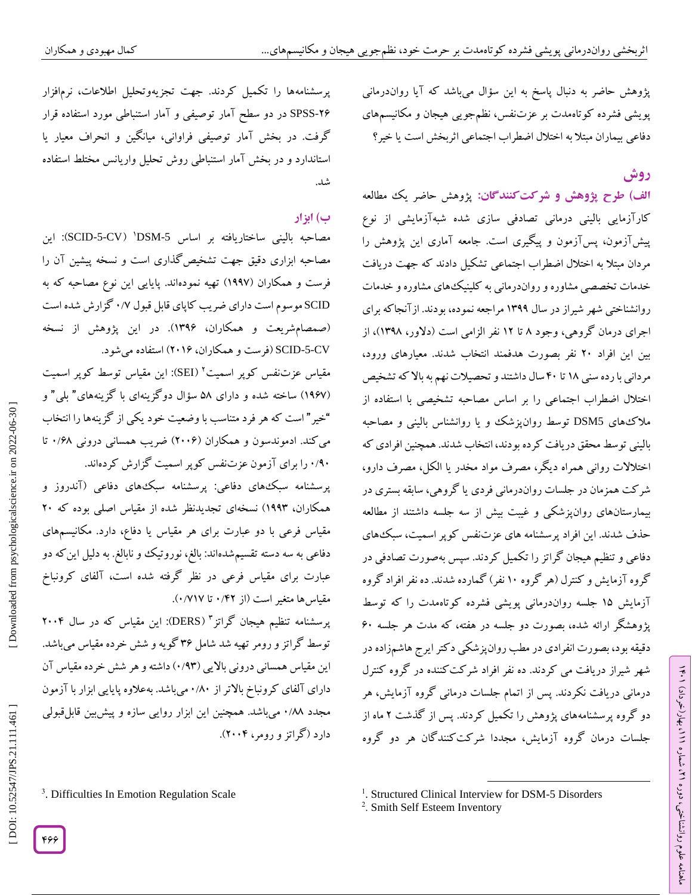پژوهش حاضر به دنبال پاسخ به این سؤال می‌باشد که آیا روان‌درمانی پویشی فشرده کوتاه‌مدت بر عزت‌نفس، نظم‌جویی هیجان و مکانیسم‌های دفاعی بیماران مبتلا به اختلال اضطراب اجتماعی اثربخش است یا خیر؟

## روش

**الف) طرح پژوهش و شرکت‌کنندگان:** پژوهش حاضر یک مطالعه کارآزمایی بالینی درمانی تصادفی سازی شده شبه‌آزمایشی از نوع پیش‌آزمون، پس‌آزمون و پیگیری است. جامعه آماری این پژوهش را مردان مبتلا به اختلال اضطراب اجتماعی تشکیل دادند که جهت دریافت خدمات تخصصی مشاوره و روان‌درمانی به کلینیک‌های مشاوره و خدمات روانشناختی شهر شیراز در سال ۱۳۹۹ مراجعه نموده، بودند. ازآنجاکه برای اجرای درمان گروهی، وجود ۸ تا ۱۲ نفر الزامی است (دلاور، ۱۳۹۸)، از بین این افراد ۲۰ نفر بصورت هدفمند انتخاب شدند. معیارهای ورود، مردانی با رده سنی ۱۸ تا ۴۰ سال داشتند و تحصیلات نهم به بالا که تشخیص اختلال اضطراب اجتماعی را بر اساس مصاحبه تشخیصی با استفاده از ملاک‌های DSM5 توسط روان‌پزشک و یا روانشناس بالینی و مصاحبه بالینی توسط محقق دریافت کرده بودند، انتخاب شدند. همچنین افرادی که اختلالات روانی همراه دیگر، مصرف مواد مخدر یا الکل، مصرف دارو، شرکت همزمان در جلسات روان‌درمانی فردی یا گروهی، سابقه بستری در بیمارستان‌های روان‌پزشکی و غیبت بیش از سه جلسه داشتند از مطالعه حذف شدند. این افراد پرسشنامه های عزت‌نفس کوپر اسمیت، سبک‌های دفاعی و تنظیم هیجان گراتز را تکمیل کردند. سپس به‌صورت تصادفی در گروه آزمایش و کنترل (هر گروه ۱۰ نفر) گمارده شدند. ده نفر افراد گروه آزمایش ۱۵ جلسه روان‌درمانی پویشی فشرده کوتاه‌مدت را که توسط پژوهشگر ارائه شده، بصورت دو جلسه در هفته، که مدت هر جلسه ۶۰ دقیقه بود، بصورت انفرادی در مطب روان‌پزشکی دکتر ایرج هاشم‌زاده در شهر شیراز دریافت می کردند. ده نفر افراد شرکت‌کننده در گروه کنترل درمانی دریافت نکردند. پس از اتمام جلسات درمانی گروه آزمایش، هر دو گروه پرسشنامه‌های پژوهش را تکمیل کردند. پس از گذشت ۲ ماه از جلسات درمان گروه آزمایش، مجددا شرکت‌کنندگان هر دو گروه پرسشنامه‌ها را تکمیل کردند. جهت تجزیه‌وتحلیل اطلاعات، نرم‌افزار SPSS-26 در دو سطح آمار توصیفی و آمار استنباطی مورد استفاده قرار گرفت. در بخش آمار توصیفی فراوانی، میانگین و انحراف معیار یا استاندارد و در بخش آمار استنباطی روش تحلیل واریانس مختلط استفاده شد.

**ب) ابزار**

مصاحبه بالینی ساختاریافته بر اساس DSM-5[1] (SCID-5-CV): این مصاحبه ابزاری دقیق جهت تشخیص‌گذاری است و نسخه پیشین آن را فرست و همکاران (۱۹۹۷) تهیه نموده‌اند. پایایی این نوع مصاحبه که به SCID موسوم است دارای ضریب کاپای قابل قبول ۰/۷ گزارش شده است (صمصام‌شریعت و همکاران، ۱۳۹۶). در این پژوهش از نسخه SCID-5-CV (فرست و همکاران، ۲۰۱۶) استفاده می‌شود.

مقیاس عزت‌نفس کوپر اسمیت[2] (SEI): این مقیاس توسط کوپر اسمیت (۱۹۶۷) ساخته شده و دارای ۵۸ سؤال دوگزینه‌ای با گزینه‌های" بلی" و "خیر" است که هر فرد متناسب با وضعیت خود یکی از گزینه‌ها را انتخاب می‌کند. ادموندسون و همکاران (۲۰۰۶) ضریب همسانی درونی ۰/۶۸ تا ۰/۹۰ را برای آزمون عزت‌نفس کوپر اسمیت گزارش کرده‌اند.

پرسشنامه سبک‌های دفاعی: پرسشنامه سبک‌های دفاعی (آندروز و همکاران، ۱۹۹۳) نسخه‌ای تجدیدنظر شده از مقیاس اصلی بوده که ۲۰ مقیاس فرعی با دو عبارت برای هر مقیاس یا دفاع، دارد. مکانیسم‌های دفاعی به سه دسته تقسیم‌شده‌اند: بالغ، نوروتیک و نابالغ. به دلیل این‌که دو عبارت برای مقیاس فرعی در نظر گرفته شده است، آلفای کرونباخ مقیاس‌ها متغیر است (از ۰/۴۲ تا ۰/۷۱۷).

پرسشنامه تنظیم هیجان گراتز[3] (DERS): این مقیاس که در سال ۲۰۰۴ توسط گراتز و رومر تهیه شد شامل ۳۶ گویه و شش خرده مقیاس می‌باشد. این مقیاس همسانی درونی بالایی (۰/۹۳) داشته و هر شش خرده مقیاس آن دارای آلفای کرونباخ بالاتر از ۰/۸۰ می‌باشد. به‌علاوه پایایی ابزار با آزمون مجدد ۰/۸۸ می‌باشد. همچنین این ابزار روایی سازه و پیش‌بین قابل‌قبولی دارد (گراتز و رومر، ۲۰۰۴).

---

[1]. Structured Clinical Interview for DSM-5 Disorders

[2]. Smith Self Esteem Inventory

[3]. Difficulties In Emotion Regulation Scale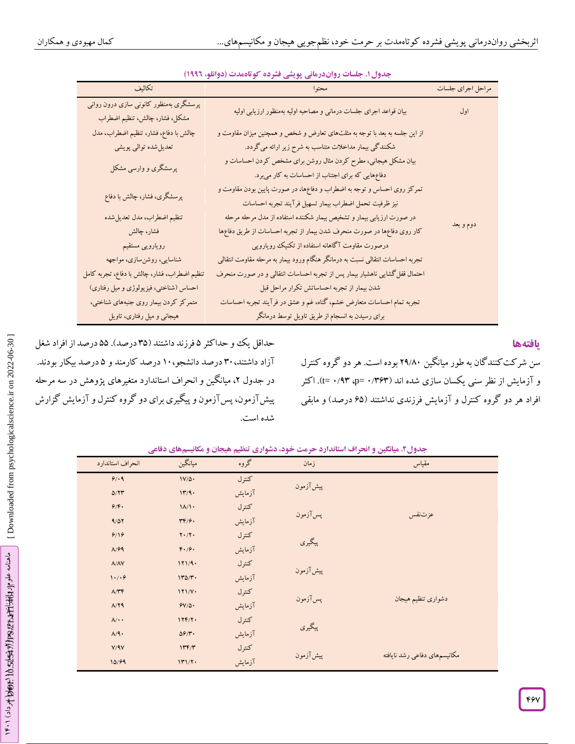**جدول ۱. جلسات روان‌درمانی پویشی فشرده کوتاه‌مدت (دوانلو، ۱۹۹۶)**

| مراحل اجرای جلسات | محتوا | تکالیف |
|---|---|---|
| اول | بیان قواعد اجرای جلسات درمانی و مصاحبه اولیه به‌منظور ارزیابی اولیه | پرسشگری به‌منظور کانونی سازی درون روانی مشکل، فشار، چالش، تنظیم اضطراب |
| دوم و بعد | از این جلسه به بعد با توجه به مثلث‌های تعارض و شخص و همچنین میزان مقاومت و شکنندگی بیمار مداخلات متناسب به شرح زیر ارائه می‌گردد. | چالش با دفاع، فشار، تنظیم اضطراب، مدل تعدیل‌شده توالی پویشی |
| | بیان مشکل هیجانی، مطرح کردن مثال روشن برای مشخص کردن احساسات و دفاع‌هایی که برای اجتناب از احساسات به کار می‌برد. | پرسشگری و وارسی مشکل |
| | تمرکز روی احساس و توجه به اضطراب و دفاع‌ها، در صورت پایین بودن مقاومت و نیز ظرفیت تحمل اضطراب بیمار تسهیل فرآیند تجربه احساسات | پرسشگری، فشار، چالش با دفاع |
| | در صورت ارزیابی بیمار و تشخیص بیمار شکننده استفاده از مدل مرحله مرحله | تنظیم اضطراب، مدل تعدیل‌شده |
| | کار روی دفاع‌ها در صورت منحرف شدن بیمار از تجربه احساسات از طریق دفاع‌ها | فشار، چالش |
| | درصورت مقاومت آگاهانه استفاده از تکنیک رویارویی | رویارویی مستقیم |
| | تجربه احساسات انتقالی نسبت به درمانگر هنگام ورود بیمار به مرحله مقاومت انتقالی | شناسایی، روشن‌سازی، مواجهه |
| | احتمال قفل‌گشایی ناهشیار بیمار پس از تجربه احساسات انتقالی و در صورت منحرف شدن بیمار از تجربه احساساتش تکرار مراحل قبل | تنظیم اضطراب، فشار، چالش با دفاع، تجربه کامل احساس (شناختی، فیزیولوژی و میل رفتاری) |
| | تجربه تمام احساسات متعارض خشم، گناه، غم و عشق در فرآیند تجربه احساسات برای رسیدن به انسجام از طریق تاویل توسط درمانگر | متمرکز کردن بیمار روی جنبه‌های شناختی، هیجانی و میل رفتاری، تاویل |

## یافته‌ها

سن شرکت‌کنندگان به طور میانگین ۲۹/۸۰ بوده است. هر دو گروه کنترل و آزمایش از نظر سنی یکسان سازی شده اند (t= ۰/۹۳ ،p= ۰/۳۶۳). اکثر افراد هر دو گروه کنترل و آزمایش فرزندی نداشتند (۶۵ درصد) و مابقی حداقل یک و حداکثر ۵ فرزند داشتند (۳۵ درصد). ۵۵ درصد از افراد شغل آزاد داشتند، ۳۰ درصد دانشجو، ۱۰ درصد کارمند و ۵ درصد بیکار بودند. در جدول ۲، میانگین و انحراف استاندارد متغیرهای پژوهش در سه مرحله پیش‌آزمون، پس‌آزمون و پیگیری برای دو گروه کنترل و آزمایش گزارش شده است.

**جدول۲. میانگین و انحراف استاندارد حرمت خود، دشواری تنظیم هیجان و مکانیسم‌های دفاعی**

| مقیاس | زمان | گروه | میانگین | انحراف استاندارد |
|---|---|---|---|---|
| عزت‌نفس | پیش‌آزمون | کنترل | ۱۷/۵۰ | ۶/۰۹ |
| | | آزمایش | ۱۳/۹۰ | ۵/۲۳ |
| | پس‌آزمون | کنترل | ۱۸/۱۰ | ۶/۴۰ |
| | | آزمایش | ۳۴/۶۰ | ۹/۵۲ |
| | پیگیری | کنترل | ۲۰/۲۰ | ۶/۱۶ |
| | | آزمایش | ۴۰/۶۰ | ۸/۶۹ |
| دشواری تنظیم هیجان | پیش‌آزمون | کنترل | ۱۲۱/۹۰ | ۸/۸۷ |
| | | آزمایش | ۱۳۵/۳۰ | ۱۰/۰۶ |
| | پس‌آزمون | کنترل | ۱۲۱/۷۰ | ۸/۳۴ |
| | | آزمایش | ۶۷/۵۰ | ۸/۲۹ |
| | پیگیری | کنترل | ۱۲۴/۲۰ | ۸/۰۰ |
| | | آزمایش | ۵۶/۳۰ | ۸/۹۰ |
| مکانیسم‌های دفاعی رشد نایافته | پیش‌آزمون | کنترل | ۱۳۴/۳ | ۷/۹۷ |
| | | آزمایش | ۱۳۱/۲۰ | ۱۵/۶۹ |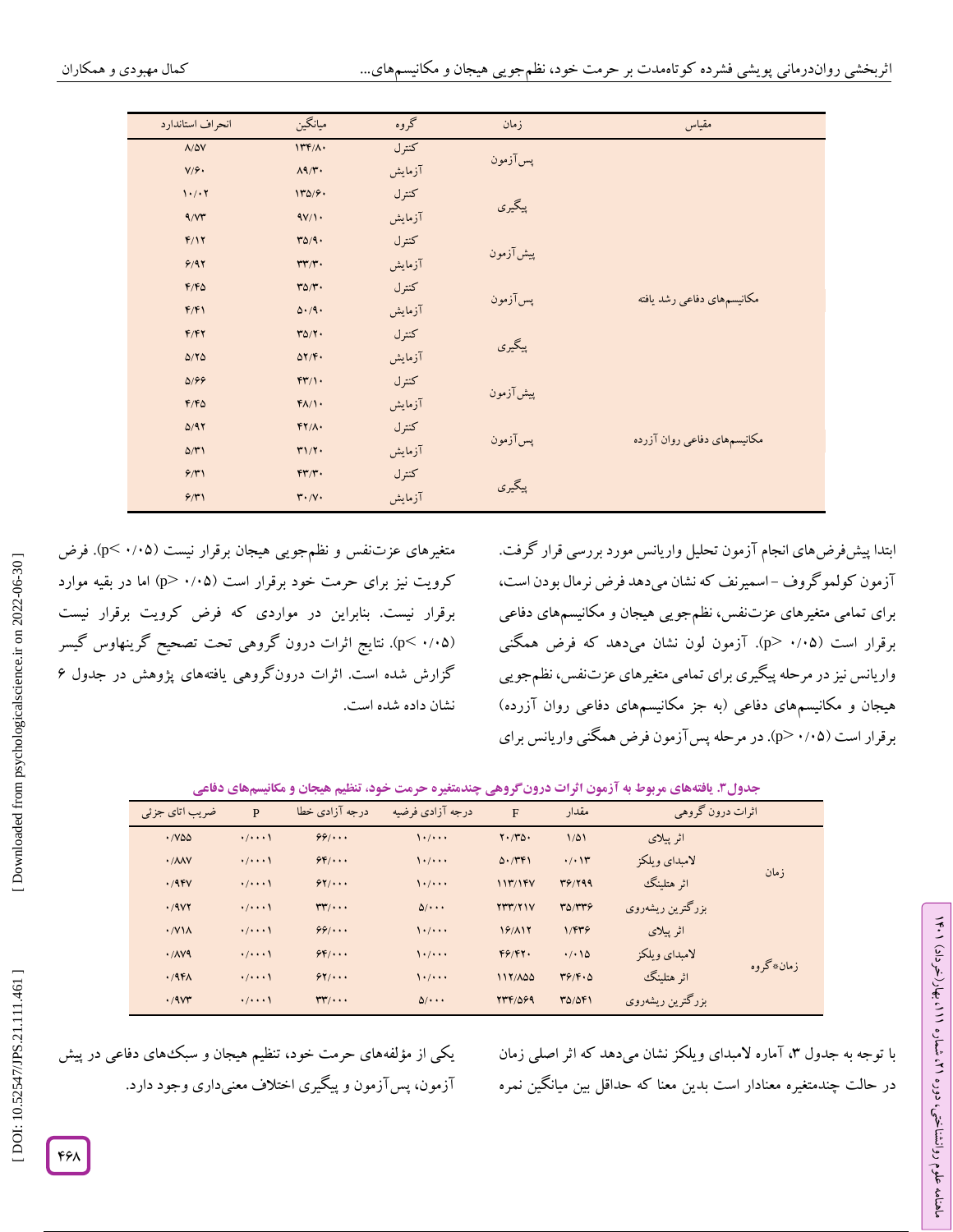| مقیاس | زمان | گروه | میانگین | انحراف استاندارد |
|---|---|---|---|---|
| | پس‌آزمون | کنترل | ۱۳۴/۸۰ | ۸/۵۷ |
| | | آزمایش | ۸۹/۳۰ | ۷/۶۰ |
| | پیگیری | کنترل | ۱۳۵/۶۰ | ۱۰/۰۲ |
| | | آزمایش | ۹۷/۱۰ | ۹/۷۳ |
| مکانیسم‌های دفاعی رشد یافته | پیش‌آزمون | کنترل | ۳۵/۹۰ | ۴/۱۲ |
| | | آزمایش | ۳۳/۳۰ | ۶/۹۲ |
| | پس‌آزمون | کنترل | ۳۵/۳۰ | ۴/۴۵ |
| | | آزمایش | ۵۰/۹۰ | ۴/۴۱ |
| | پیگیری | کنترل | ۳۵/۲۰ | ۴/۴۲ |
| | | آزمایش | ۵۲/۴۰ | ۵/۲۵ |
| مکانیسم‌های دفاعی روان آزرده | پیش‌آزمون | کنترل | ۴۳/۱۰ | ۵/۶۶ |
| | | آزمایش | ۴۸/۱۰ | ۴/۴۵ |
| | پس‌آزمون | کنترل | ۴۲/۸۰ | ۵/۹۲ |
| | | آزمایش | ۳۱/۲۰ | ۵/۳۱ |
| | پیگیری | کنترل | ۴۳/۳۰ | ۶/۳۱ |
| | | آزمایش | ۳۰/۷۰ | ۶/۳۱ |

ابتدا پیش‌فرض‌های انجام آزمون تحلیل واریانس مورد بررسی قرار گرفت. آزمون کولموگروف - اسمیرنف که نشان می‌دهد فرض نرمال بودن است، برای تمامی متغیرهای عزت‌نفس، نظم‌جویی هیجان و مکانیسم‌های دفاعی برقرار است ($p > ۰/۰۵$). آزمون لون نشان می‌دهد که فرض همگنی واریانس نیز در مرحله پیگیری برای تمامی متغیرهای عزت‌نفس، نظم‌جویی هیجان و مکانیسم‌های دفاعی (به جز مکانیسم‌های دفاعی روان آزرده) برقرار است ($p > ۰/۰۵$). در مرحله پس‌آزمون فرض همگنی واریانس برای متغیرهای عزت‌نفس و نظم‌جویی هیجان برقرار نیست ($p < ۰/۰۵$). فرض کرویت نیز برای حرمت خود برقرار است ($p > ۰/۰۵$) اما در بقیه موارد برقرار نیست. بنابراین در مواردی که فرض کرویت برقرار نیست ($p < ۰/۰۵$). نتایج اثرات درون گروهی تحت تصحیح گرینهاوس گیسر گزارش شده است. اثرات درون‌گروهی یافته‌های پژوهش در جدول ۶ نشان داده شده است.

**جدول۳. یافته‌های مربوط به آزمون اثرات درون‌گروهی چندمتغیره حرمت خود، تنظیم هیجان و مکانیسم‌های دفاعی**

| اثرات درون گروهی | | مقدار | F | درجه آزادی فرضیه | درجه آزادی خطا | P | ضریب اتای جزئی |
|---|---|---|---|---|---|---|---|
| زمان | اثر پیلای | ۱/۵۱ | ۲۰/۳۵۰ | ۱۰/۰۰۰ | ۶۶/۰۰۰ | ۰/۰۰۰۱ | ۰/۷۵۵ |
| | لامبدای ویلکز | ۰/۰۱۳ | ۵۰/۳۴۱ | ۱۰/۰۰۰ | ۶۴/۰۰۰ | ۰/۰۰۰۱ | ۰/۸۸۷ |
| | اثر هتلینگ | ۳۶/۲۹۹ | ۱۱۳/۱۴۷ | ۱۰/۰۰۰ | ۶۲/۰۰۰ | ۰/۰۰۰۱ | ۰/۹۴۷ |
| | بزرگترین ریشه‌روی | ۳۵/۳۳۶ | ۲۳۳/۲۱۷ | ۵/۰۰۰ | ۳۳/۰۰۰ | ۰/۰۰۰۱ | ۰/۹۷۲ |
| زمان*گروه | اثر پیلای | ۱/۴۳۶ | ۱۶/۸۱۲ | ۱۰/۰۰۰ | ۶۶/۰۰۰ | ۰/۰۰۰۱ | ۰/۷۱۸ |
| | لامبدای ویلکز | ۰/۰۱۵ | ۴۶/۴۲۰ | ۱۰/۰۰۰ | ۶۴/۰۰۰ | ۰/۰۰۰۱ | ۰/۸۷۹ |
| | اثر هتلینگ | ۳۶/۴۰۵ | ۱۱۲/۸۵۵ | ۱۰/۰۰۰ | ۶۲/۰۰۰ | ۰/۰۰۰۱ | ۰/۹۴۸ |
| | بزرگترین ریشه‌روی | ۳۵/۵۴۱ | ۲۳۴/۵۶۹ | ۵/۰۰۰ | ۳۳/۰۰۰ | ۰/۰۰۰۱ | ۰/۹۷۳ |

با توجه به جدول ۳، آماره لامبدای ویلکز نشان می‌دهد که اثر اصلی زمان در حالت چندمتغیره معنادار است بدین معنا که حداقل بین میانگین نمره یکی از مؤلفه‌های حرمت خود، تنظیم هیجان و سبک‌های دفاعی در پیش آزمون، پس‌آزمون و پیگیری اختلاف معنی‌داری وجود دارد.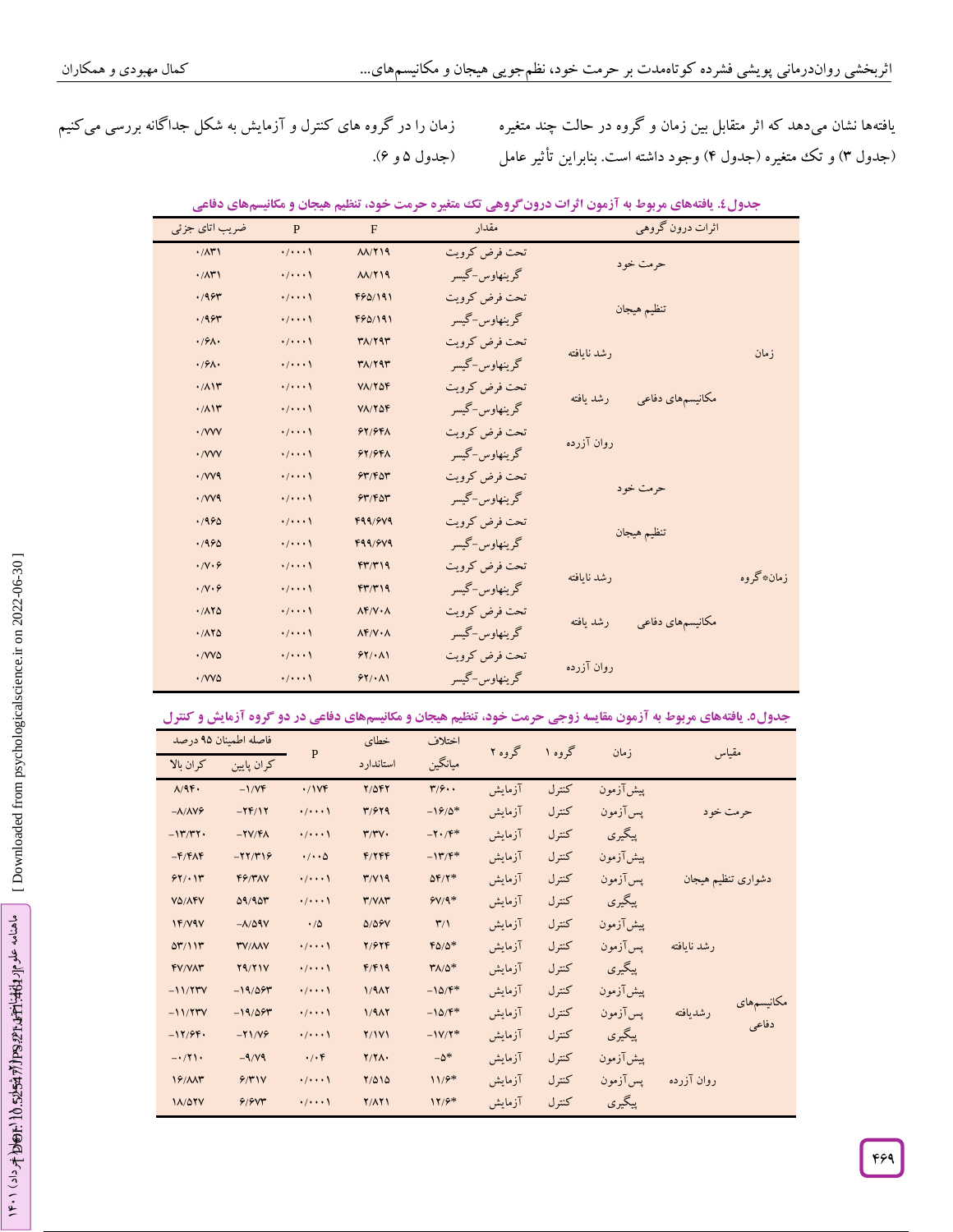یافته‌ها نشان می‌دهد که اثر متقابل بین زمان و گروه در حالت چند متغیره (جدول ۳) و تک متغیره (جدول ۴) وجود داشته است. بنابراین تأثیر عامل زمان را در گروه های کنترل و آزمایش به شکل جداگانه بررسی می‌کنیم (جدول ۵ و ۶).

**جدول۴. یافته‌های مربوط به آزمون درون‌گروهی اثرات تک متغیره حرمت خود، تنظیم هیجان و مکانیسم‌های دفاعی**

| اثرات درون گروهی | | | مقدار | F | P | ضریب اتای جزئی |
|---|---|---|---|---|---|---|
| زمان | حرمت خود | | تحت فرض کرویت | ۸۸/۲۱۹ | ۰/۰۰۰۱ | ۰/۸۳۱ |
| | | | گرینهاوس-گیسر | ۸۸/۲۱۹ | ۰/۰۰۰۱ | ۰/۸۳۱ |
| | تنظیم هیجان | | تحت فرض کرویت | ۴۶۵/۱۹۱ | ۰/۰۰۰۱ | ۰/۹۶۳ |
| | | | گرینهاوس-گیسر | ۴۶۵/۱۹۱ | ۰/۰۰۰۱ | ۰/۹۶۳ |
| | مکانیسم‌های دفاعی | رشد نایافته | تحت فرض کرویت | ۳۸/۲۹۳ | ۰/۰۰۰۱ | ۰/۶۸۰ |
| | | | گرینهاوس-گیسر | ۳۸/۲۹۳ | ۰/۰۰۰۱ | ۰/۶۸۰ |
| | | رشد یافته | تحت فرض کرویت | ۷۸/۲۵۴ | ۰/۰۰۰۱ | ۰/۸۱۳ |
| | | | گرینهاوس-گیسر | ۷۸/۲۵۴ | ۰/۰۰۰۱ | ۰/۸۱۳ |
| | | روان آزرده | تحت فرض کرویت | ۶۲/۶۴۸ | ۰/۰۰۰۱ | ۰/۷۷۷ |
| | | | گرینهاوس-گیسر | ۶۲/۶۴۸ | ۰/۰۰۰۱ | ۰/۷۷۷ |
| زمان*گروه | حرمت خود | | تحت فرض کرویت | ۶۳/۴۵۳ | ۰/۰۰۰۱ | ۰/۷۷۹ |
| | | | گرینهاوس-گیسر | ۶۳/۴۵۳ | ۰/۰۰۰۱ | ۰/۷۷۹ |
| | تنظیم هیجان | | تحت فرض کرویت | ۴۹۹/۶۷۹ | ۰/۰۰۰۱ | ۰/۹۶۵ |
| | | | گرینهاوس-گیسر | ۴۹۹/۶۷۹ | ۰/۰۰۰۱ | ۰/۹۶۵ |
| | مکانیسم‌های دفاعی | رشد نایافته | تحت فرض کرویت | ۴۳/۳۱۹ | ۰/۰۰۰۱ | ۰/۷۰۶ |
| | | | گرینهاوس-گیسر | ۴۳/۳۱۹ | ۰/۰۰۰۱ | ۰/۷۰۶ |
| | | رشد یافته | تحت فرض کرویت | ۸۴/۷۰۸ | ۰/۰۰۰۱ | ۰/۸۲۵ |
| | | | گرینهاوس-گیسر | ۸۴/۷۰۸ | ۰/۰۰۰۱ | ۰/۸۲۵ |
| | | روان آزرده | تحت فرض کرویت | ۶۲/۰۸۱ | ۰/۰۰۰۱ | ۰/۷۷۵ |
| | | | گرینهاوس-گیسر | ۶۲/۰۸۱ | ۰/۰۰۰۱ | ۰/۷۷۵ |

**جدول۵. یافته‌های مربوط به آزمون مقایسه زوجی حرمت خود، تنظیم هیجان و مکانیسم‌های دفاعی در دو گروه آزمایش و کنترل**

| مقیاس | | زمان | گروه ۱ | گروه ۲ | اختلاف میانگین | خطای استاندارد | P | فاصله اطمینان ۹۵ درصد | |
|---|---|---|---|---|---|---|---|---|---|
| | | | | | | | | کران پایین | کران بالا |
| حرمت خود | | پیش‌آزمون | کنترل | آزمایش | ۳/۶۰۰ | ۲/۵۴۲ | ۰/۱۷۴ | ۱/۷۴- | ۸/۹۴۰ |
| | | پس‌آزمون | کنترل | آزمایش | *۱۶/۵- | ۳/۶۲۹ | ۰/۰۰۰۱ | ۲۴/۱۲- | ۸/۸۷۶- |
| | | پیگیری | کنترل | آزمایش | *۲۰/۴- | ۳/۳۷۰ | ۰/۰۰۰۱ | ۲۷/۴۸- | ۱۳/۳۲۰- |
| دشواری تنظیم هیجان | | پیش‌آزمون | کنترل | آزمایش | *۱۳/۴- | ۴/۲۴۴ | ۰/۰۰۵ | ۲۲/۳۱۶- | ۴/۴۸۴- |
| | | پس‌آزمون | کنترل | آزمایش | *۵۴/۲ | ۳/۷۱۹ | ۰/۰۰۰۱ | ۴۶/۳۸۷ | ۶۲/۰۱۳ |
| | | پیگیری | کنترل | آزمایش | *۶۷/۹ | ۳/۷۸۳ | ۰/۰۰۰۱ | ۵۹/۹۵۳ | ۷۵/۸۴۷ |
| مکانیسم‌های دفاعی | رشد نایافته | پیش‌آزمون | کنترل | آزمایش | ۳/۱ | ۵/۵۶۷ | ۰/۵ | ۸/۵۶۷- | ۱۴/۷۹۷ |
| | | پس‌آزمون | کنترل | آزمایش | *۴۵/۵ | ۲/۶۲۴ | ۰/۰۰۰۱ | ۳۷/۸۸۷ | ۵۳/۱۱۳ |
| | | پیگیری | کنترل | آزمایش | *۳۸/۵ | ۴/۴۱۹ | ۰/۰۰۰۱ | ۲۹/۲۱۷ | ۴۷/۷۸۳ |
| | رشدیافته | پیش‌آزمون | کنترل | آزمایش | *۱۵/۴- | ۱/۹۸۲ | ۰/۰۰۰۱ | ۱۹/۵۶۳- | ۱۱/۲۳۷- |
| | | پس‌آزمون | کنترل | آزمایش | *۱۵/۴- | ۱/۹۸۲ | ۰/۰۰۰۱ | ۱۹/۵۶۳- | ۱۱/۲۳۷- |
| | | پیگیری | کنترل | آزمایش | *۱۷/۲- | ۲/۱۷۱ | ۰/۰۰۰۱ | ۲۱/۷۶- | ۱۲/۶۴۰- |
| | روان آزرده | پیش‌آزمون | کنترل | آزمایش | *۵- | ۲/۲۸۰ | ۰/۰۴ | ۹/۷۹- | ۰/۲۱۰- |
| | | پس‌آزمون | کنترل | آزمایش | *۱۱/۶ | ۲/۵۱۵ | ۰/۰۰۰۱ | ۶/۳۱۷ | ۱۶/۸۸۳ |
| | | پیگیری | کنترل | آزمایش | *۱۲/۶ | ۲/۸۲۱ | ۰/۰۰۰۱ | ۶/۶۷۳ | ۱۸/۵۲۷ |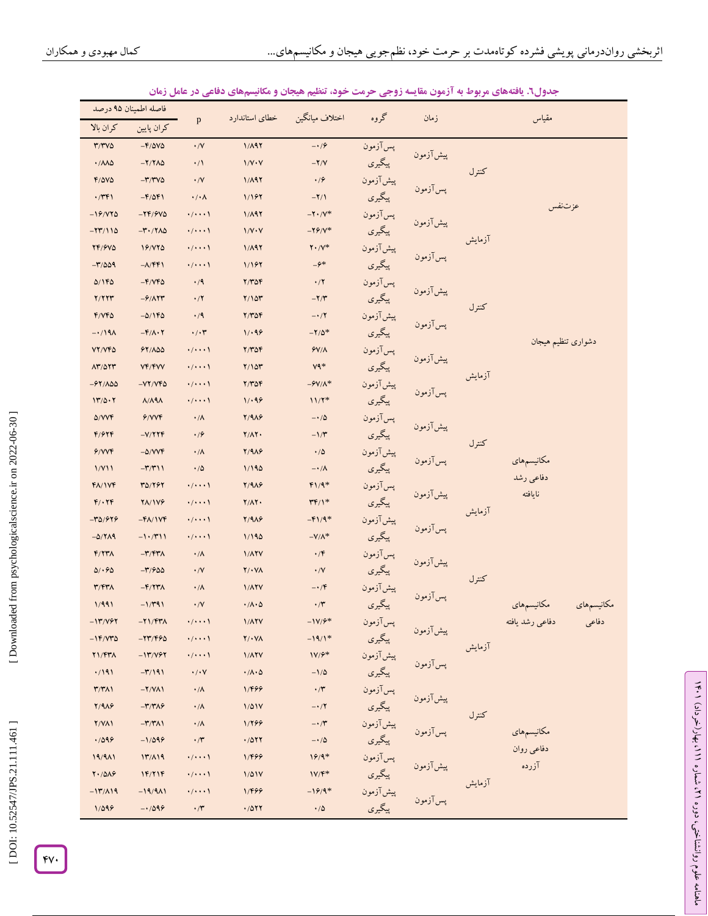جدول۶. یافته‌های مربوط به آزمون مقایسه زوجی حرمت خود، تنظیم هیجان و مکانیسم‌های دفاعی در عامل زمان

| مقیاس | | | زمان | گروه | اختلاف میانگین | خطای استاندارد | p | فاصله اطمینان ۹۵ درصد | |
|---|---|---|---|---|---|---|---|---|---|
| | | | | | | | | کران پایین | کران بالا |
| عزت‌نفس | | کنترل | پیش‌آزمون | پس‌آزمون | -۰/۶ | ۱/۸۹۲ | ۰/۷ | -۴/۵۷۵ | ۳/۳۷۵ |
| | | | | پیگیری | -۲/۷ | ۱/۷۰۷ | ۰/۱ | -۲/۲۸۵ | ۰/۸۸۵ |
| | | | پس‌آزمون | پیش‌آزمون | ۰/۶ | ۱/۸۹۲ | ۰/۷ | -۳/۳۷۵ | ۴/۵۷۵ |
| | | | | پیگیری | -۲/۱ | ۱/۱۶۲ | ۰/۰۸ | -۴/۵۴۱ | ۰/۳۴۱ |
| | | آزمایش | پیش‌آزمون | پس‌آزمون | -۲۰/۷* | ۱/۸۹۲ | ۰/۰۰۰۱ | -۲۴/۶۷۵ | -۱۶/۷۲۵ |
| | | | | پیگیری | -۲۶/۷* | ۱/۷۰۷ | ۰/۰۰۰۱ | -۳۰/۲۸۵ | -۲۳/۱۱۵ |
| | | | پس‌آزمون | پیش‌آزمون | ۲۰/۷* | ۱/۸۹۲ | ۰/۰۰۰۱ | ۱۶/۷۲۵ | ۲۴/۶۷۵ |
| | | | | پیگیری | -۶* | ۱/۱۶۲ | ۰/۰۰۰۱ | -۸/۴۴۱ | -۳/۵۵۹ |
| دشواری تنظیم هیجان | | کنترل | پیش‌آزمون | پس‌آزمون | ۰/۲ | ۲/۳۵۴ | ۰/۹ | -۴/۷۴۵ | ۵/۱۴۵ |
| | | | | پیگیری | -۲/۳ | ۲/۱۵۳ | ۰/۲ | -۶/۸۲۳ | ۲/۲۲۳ |
| | | | پس‌آزمون | پیش‌آزمون | -۰/۲ | ۲/۳۵۴ | ۰/۹ | -۵/۱۴۵ | ۴/۷۴۵ |
| | | | | پیگیری | -۲/۵* | ۱/۰۹۶ | ۰/۰۳ | -۴/۸۰۲ | -۰/۱۹۸ |
| | | آزمایش | پیش‌آزمون | پس‌آزمون | ۶۷/۸ | ۲/۳۵۴ | ۰/۰۰۰۱ | ۶۲/۸۵۵ | ۷۲/۷۴۵ |
| | | | | پیگیری | ۷۹* | ۲/۱۵۳ | ۰/۰۰۰۱ | ۷۴/۴۷۷ | ۸۳/۵۲۳ |
| | | | پس‌آزمون | پیش‌آزمون | -۶۷/۸* | ۲/۳۵۴ | ۰/۰۰۰۱ | -۷۲/۷۴۵ | -۶۲/۸۵۵ |
| | | | | پیگیری | ۱۱/۲* | ۱/۰۹۶ | ۰/۰۰۰۱ | ۸/۸۹۸ | ۱۳/۵۰۲ |
| مکانیسم‌های دفاعی | مکانیسم‌های دفاعی رشد نایافته | کنترل | پیش‌آزمون | پس‌آزمون | -۰/۵ | ۲/۹۸۶ | ۰/۸ | ۶/۷۷۴ | ۵/۷۷۴ |
| | | | | پیگیری | -۱/۳ | ۲/۸۲۰ | ۰/۶ | -۷/۲۲۴ | ۴/۶۲۴ |
| | | | پس‌آزمون | پیش‌آزمون | ۰/۵ | ۲/۹۸۶ | ۰/۸ | -۵/۷۷۴ | ۶/۷۷۴ |
| | | | | پیگیری | -۰/۸ | ۱/۱۹۵ | ۰/۵ | -۳/۳۱۱ | ۱/۷۱۱ |
| | | آزمایش | پیش‌آزمون | پس‌آزمون | ۴۱/۹* | ۲/۹۸۶ | ۰/۰۰۰۱ | ۳۵/۲۶۲ | ۴۸/۱۷۴ |
| | | | | پیگیری | ۳۴/۱* | ۲/۸۲۰ | ۰/۰۰۰۱ | ۲۸/۱۷۶ | ۴/۰۲۴ |
| | | | پس‌آزمون | پیش‌آزمون | -۴۱/۹* | ۲/۹۸۶ | ۰/۰۰۰۱ | -۴۸/۱۷۴ | -۳۵/۶۲۶ |
| | | | | پیگیری | -۷/۸* | ۱/۱۹۵ | ۰/۰۰۰۱ | -۱۰/۳۱۱ | -۵/۲۸۹ |
| | مکانیسم‌های دفاعی رشد یافته | کنترل | پیش‌آزمون | پس‌آزمون | ۰/۴ | ۱/۸۲۷ | ۰/۸ | -۳/۴۳۸ | ۴/۲۳۸ |
| | | | | پیگیری | ۰/۷ | ۲/۰۷۸ | ۰/۷ | -۳/۶۵۵ | ۵/۰۶۵ |
| | | | پس‌آزمون | پیش‌آزمون | -۰/۴ | ۱/۸۲۷ | ۰/۸ | -۴/۲۳۸ | ۳/۴۳۸ |
| | | | | پیگیری | ۰/۳ | ۰/۸۰۵ | ۰/۷ | -۱/۳۹۱ | ۱/۹۹۱ |
| | | آزمایش | پیش‌آزمون | پس‌آزمون | -۱۷/۶* | ۱/۸۲۷ | ۰/۰۰۰۱ | -۲۱/۴۳۸ | -۱۳/۷۶۲ |
| | | | | پیگیری | -۱۹/۱* | ۲/۰۷۸ | ۰/۰۰۰۱ | -۲۳/۴۶۵ | -۱۴/۷۳۵ |
| | | | پس‌آزمون | پیش‌آزمون | ۱۷/۶* | ۱/۸۲۷ | ۰/۰۰۰۱ | -۱۳/۷۶۲ | ۲۱/۴۳۸ |
| | | | | پیگیری | -۱/۵ | ۰/۸۰۵ | ۰/۰۷ | -۳/۱۹۱ | ۰/۱۹۱ |
| | مکانیسم‌های دفاعی روان آزرده | کنترل | پیش‌آزمون | پس‌آزمون | ۰/۳ | ۱/۴۶۶ | ۰/۸ | -۲/۷۸۱ | ۳/۳۸۱ |
| | | | | پیگیری | -۰/۲ | ۱/۵۱۷ | ۰/۸ | -۳/۳۸۶ | ۲/۹۸۶ |
| | | | پس‌آزمون | پیش‌آزمون | -۰/۳ | ۱/۲۶۶ | ۰/۸ | -۳/۳۸۱ | ۲/۷۸۱ |
| | | | | پیگیری | -۰/۵ | ۰/۵۲۲ | ۰/۳ | -۱/۵۹۶ | ۰/۵۹۶ |
| | | آزمایش | پیش‌آزمون | پس‌آزمون | ۱۶/۹* | ۱/۴۶۶ | ۰/۰۰۰۱ | ۱۳/۸۱۹ | ۱۹/۹۸۱ |
| | | | | پیگیری | ۱۷/۴* | ۱/۵۱۷ | ۰/۰۰۰۱ | ۱۴/۲۱۴ | ۲۰/۵۸۶ |
| | | | پس‌آزمون | پیش‌آزمون | -۱۶/۹* | ۱/۴۶۶ | ۰/۰۰۰۱ | -۱۹/۹۸۱ | -۱۳/۸۱۹ |
| | | | | پیگیری | ۰/۵ | ۰/۵۲۲ | ۰/۳ | -۰/۵۹۶ | ۱/۵۹۶ |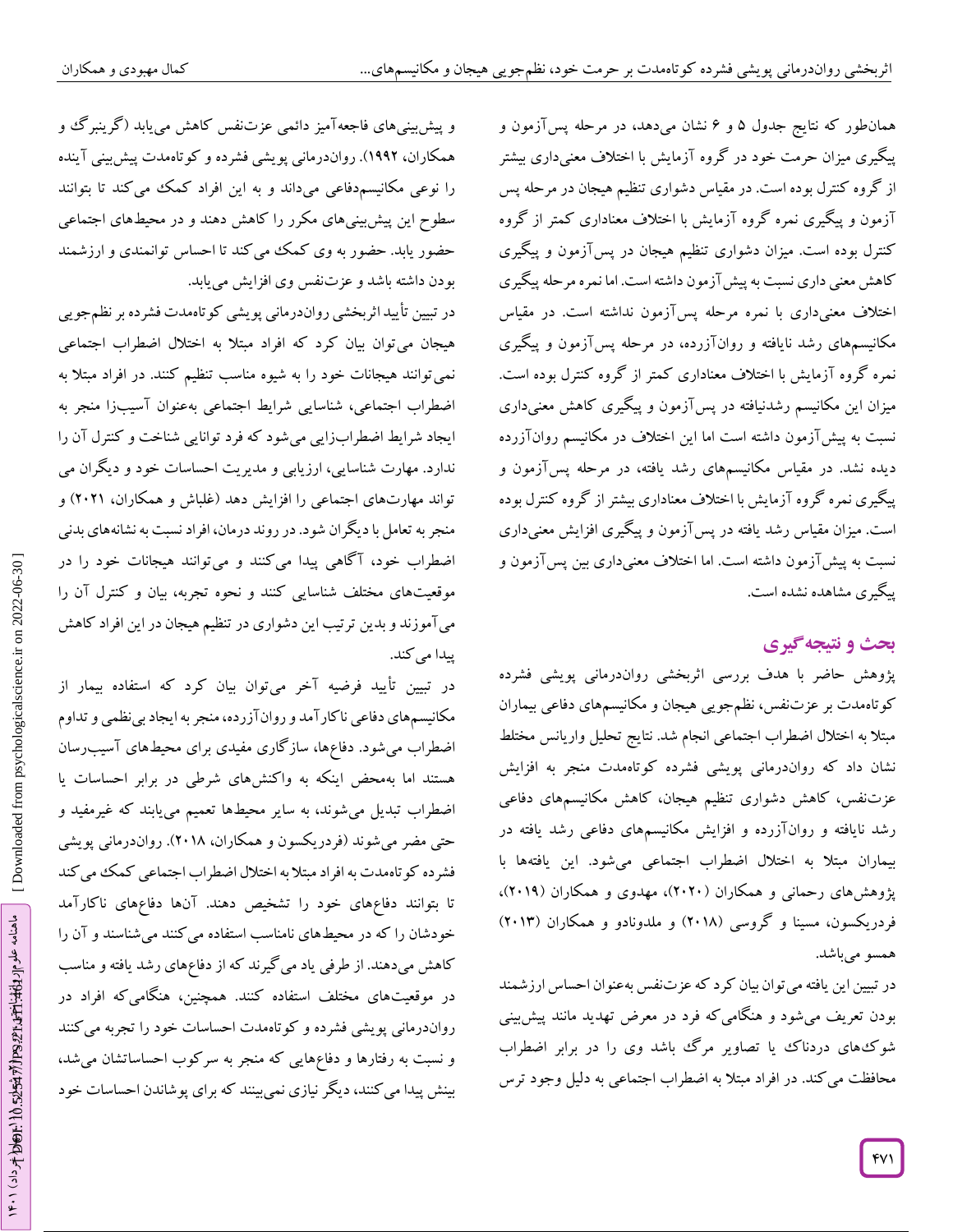همان‌طور که نتایج جدول ۵ و ۶ نشان می‌دهد، در مرحله پس‌آزمون و پیگیری میزان حرمت خود در گروه آزمایش با اختلاف معنی‌داری بیشتر از گروه کنترل بوده است. در مقیاس دشواری تنظیم هیجان در مرحله پس آزمون و پیگیری نمره گروه آزمایش با اختلاف معناداری کمتر از گروه کنترل بوده است. میزان دشواری تنظیم هیجان در پس‌آزمون و پیگیری کاهش معنی داری نسبت به پیش‌آزمون داشته است. اما نمره مرحله پیگیری اختلاف معنی‌داری با نمره مرحله پس‌آزمون نداشته است. در مقیاس مکانیسم‌های رشد نایافته و روان‌آزرده، در مرحله پس‌آزمون و پیگیری نمره گروه آزمایش با اختلاف معناداری کمتر از گروه کنترل بوده است. میزان این مکانیسم رشدنیافته در پس‌آزمون و پیگیری کاهش معنی‌داری نسبت به پیش‌آزمون داشته است اما این اختلاف در مکانیسم روان‌آزرده دیده نشد. در مقیاس مکانیسم‌های رشد یافته، در مرحله پس‌آزمون و پیگیری نمره گروه آزمایش با اختلاف معناداری بیشتر از گروه کنترل بوده است. میزان مقیاس رشد یافته در پس‌آزمون و پیگیری افزایش معنی‌داری نسبت به پیش‌آزمون داشته است. اما اختلاف معنی‌داری بین پس‌آزمون و پیگیری مشاهده نشده است.

## بحث و نتیجه‌گیری

پژوهش حاضر با هدف بررسی اثربخشی روان‌درمانی پویشی فشرده کوتاه‌مدت بر عزت‌نفس، نظم‌جویی هیجان و مکانیسم‌های دفاعی بیماران مبتلا به اختلال اضطراب اجتماعی انجام شد. نتایج تحلیل واریانس مختلط نشان داد که روان‌درمانی پویشی فشرده کوتاه‌مدت منجر به افزایش عزت‌نفس، کاهش دشواری تنظیم هیجان، کاهش مکانیسم‌های دفاعی رشد نایافته و روان‌آزرده و افزایش مکانیسم‌های دفاعی رشد یافته در بیماران مبتلا به اختلال اضطراب اجتماعی می‌شود. این یافته‌ها با پژوهش‌های رحمانی و همکاران (۲۰۱۹)، مهدوی و همکاران (۲۰۲۰)، فردریکسون، مسینا و گروسی (۲۰۱۸) و ملدونادو و همکاران (۲۰۱۳) همسو می‌باشد.

در تبیین این یافته می‌توان بیان کرد که عزت‌نفس به‌عنوان احساس ارزشمند بودن تعریف می‌شود و هنگامی‌که فرد در معرض تهدید مانند پیش‌بینی شوک‌های دردناک یا تصاویر مرگ باشد وی را در برابر اضطراب محافظت می‌کند. در افراد مبتلا به اضطراب اجتماعی به دلیل وجود ترس و پیش‌بینی‌های فاجعه‌آمیز دائمی عزت‌نفس کاهش می‌یابد (گرینبرگ و همکاران، ۱۹۹۲). روان‌درمانی پویشی فشرده و کوتاه‌مدت پیش‌بینی آینده را نوعی مکانیسم‌دفاعی می‌داند و به این افراد کمک می‌کند تا بتوانند سطوح این پیش‌بینی‌های مکرر را کاهش دهند و در محیط‌های اجتماعی حضور یابد. حضور به وی کمک می‌کند تا احساس توانمندی و ارزشمند بودن داشته باشد و عزت‌نفس وی افزایش می‌یابد.

در تبیین تأیید اثربخشی روان‌درمانی پویشی کوتاه‌مدت فشرده بر نظم‌جویی هیجان می‌توان بیان کرد که افراد مبتلا به اختلال اضطراب اجتماعی نمی‌توانند هیجانات خود را به شیوه مناسب تنظیم کنند. در افراد مبتلا به اضطراب اجتماعی، شناسایی شرایط اجتماعی به‌عنوان آسیب‌زا منجر به ایجاد شرایط اضطراب‌زایی می‌شود که فرد توانایی شناخت و کنترل آن را ندارد. مهارت شناسایی، ارزیابی و مدیریت احساسات خود و دیگران می تواند مهارت‌های اجتماعی را افزایش دهد (غلباش و همکاران، ۲۰۲۱) و منجر به تعامل با دیگران شود. در روند درمان، افراد نسبت به نشانه‌های بدنی اضطراب خود، آگاهی پیدا می‌کنند و می‌توانند هیجانات خود را در موقعیت‌های مختلف شناسایی کنند و نحوه تجربه، بیان و کنترل آن را می‌آموزند و بدین ترتیب این دشواری در تنظیم هیجان در این افراد کاهش پیدا می‌کند.

در تبیین تأیید فرضیه آخر می‌توان بیان کرد که استفاده بیمار از مکانیسم‌های دفاعی ناکارآمد و روان‌آزرده، منجر به ایجاد بی‌نظمی و تداوم اضطراب می‌شود. دفاع‌ها، سازگاری مفیدی برای محیط‌های آسیب‌رسان هستند اما به‌محض اینکه به واکنش‌های شرطی در برابر احساسات یا اضطراب تبدیل می‌شوند، به سایر محیط‌ها تعمیم می‌یابند که غیرمفید و حتی مضر می‌شوند (فردریکسون و همکاران، ۲۰۱۸). روان‌درمانی پویشی فشرده کوتاه‌مدت به افراد مبتلا به اختلال اضطراب اجتماعی کمک می‌کند تا بتوانند دفاع‌های خود را تشخیص دهند. آن‌ها دفاع‌های ناکارآمد خودشان را که در محیط‌های نامناسب استفاده می‌کنند می‌شناسند و آن را کاهش می‌دهند. از طرفی یاد می‌گیرند که از دفاع‌های رشد یافته و مناسب در موقعیت‌های مختلف استفاده کنند. همچنین، هنگامی‌که افراد در روان‌درمانی پویشی فشرده و کوتاه‌مدت احساسات خود را تجربه می‌کنند و نسبت به رفتارها و دفاع‌هایی که منجر به سرکوب احساساتشان می‌شد، بینش پیدا می‌کنند، دیگر نیازی نمی‌بینند که برای پوشاندن احساسات خود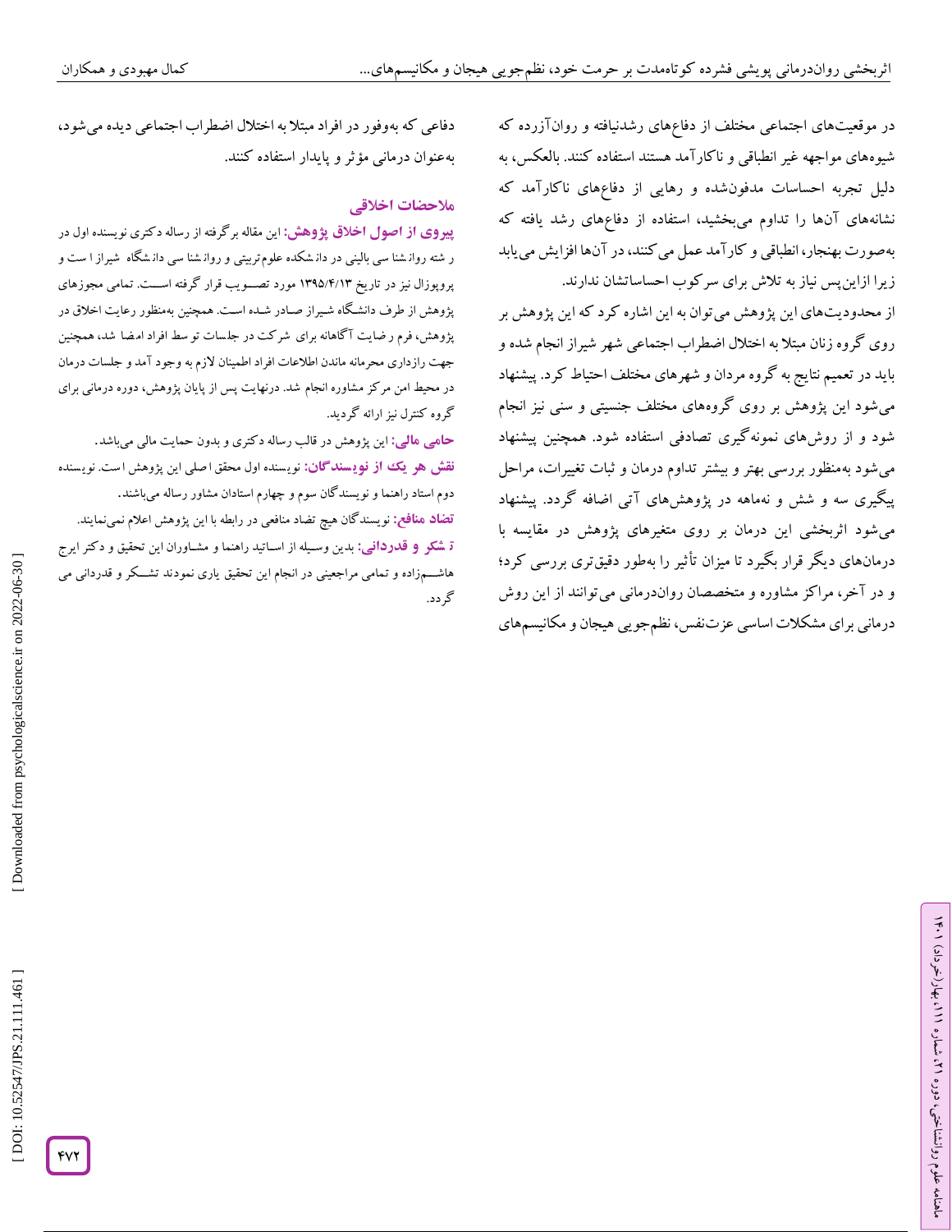در موقعیت‌های اجتماعی مختلف از دفاع‌های رشدنیافته و روان‌آزرده که شیوه‌های مواجهه غیر انطباقی و ناکارآمد هستند استفاده کنند. بالعکس، به دلیل تجربه احساسات مدفون‌شده و رهایی از دفاع‌های ناکارآمد که نشانه‌های آن‌ها را تداوم می‌بخشید، استفاده از دفاع‌های رشد یافته که به‌صورت بهنجار، انطباقی و کارآمد عمل می‌کنند، در آن‌ها افزایش می‌یابد زیرا ازاین‌پس نیاز به تلاش برای سرکوب احساساتشان ندارند.

از محدودیت‌های این پژوهش می‌توان به این اشاره کرد که این پژوهش بر روی گروه زنان مبتلا به اختلال اضطراب اجتماعی شهر شیراز انجام شده و باید در تعمیم نتایج به گروه مردان و شهرهای مختلف احتیاط کرد. پیشنهاد می‌شود این پژوهش بر روی گروه‌های مختلف جنسیتی و سنی نیز انجام شود و از روش‌های نمونه‌گیری تصادفی استفاده شود. همچنین پیشنهاد می‌شود به‌منظور بررسی بهتر و بیشتر تداوم درمان و ثبات تغییرات، مراحل پیگیری سه و شش و نه‌ماهه در پژوهش‌های آتی اضافه گردد. پیشنهاد می‌شود اثربخشی این درمان بر روی متغیرهای پژوهش در مقایسه با درمان‌های دیگر قرار بگیرد تا میزان تأثیر را به‌طور دقیق‌تری بررسی کرد؛ و در آخر، مراکز مشاوره و متخصصان روان‌درمانی می‌توانند از این روش درمانی برای مشکلات اساسی عزت‌نفس، نظم‌جویی هیجان و مکانیسم‌های دفاعی که به‌وفور در افراد مبتلا به اختلال اضطراب اجتماعی دیده می‌شود، به‌عنوان درمانی مؤثر و پایدار استفاده کنند.

## ملاحضات اخلاقی

**پیروی از اصول اخلاق پژوهش:** این مقاله برگرفته از رساله دکتری نویسنده اول در رشته روان‌شناسی بالینی در دانشکده علوم‌تربیتی و روان‌شناسی دانشگاه شیراز است و پروپوزال نیز در تاریخ ۱۳۹۵/۴/۱۳ مورد تصویب قرار گرفته است. تمامی مجوزهای پژوهش از طرف دانشگاه شیراز صادر شده است. همچنین به‌منظور رعایت اخلاق در پژوهش، فرم رضایت آگاهانه برای شرکت در جلسات توسط افراد امضا شد، همچنین جهت رازداری محرمانه ماندن اطلاعات افراد اطمینان لازم به وجود آمد و جلسات درمان در محیط امن مرکز مشاوره انجام شد. درنهایت پس از پایان پژوهش، دوره درمانی برای گروه کنترل نیز ارائه گردید.

**حامی مالی:** این پژوهش در قالب رساله دکتری و بدون حمایت مالی می‌باشد.

**نقش هر یک از نویسندگان:** نویسنده اول محقق اصلی این پژوهش است. نویسنده دوم استاد راهنما و نویسندگان سوم و چهارم استادان مشاور رساله می‌باشند.

**تضاد منافع:** نویسندگان هیچ تضاد منافعی در رابطه با این پژوهش اعلام نمی‌نمایند.

**تشکر و قدردانی:** بدین وسیله از اساتید راهنما و مشاوران این تحقیق و دکتر ایرج هاشم‌زاده و تمامی مراجعینی در انجام این تحقیق یاری نمودند تشکر و قدردانی می گردد.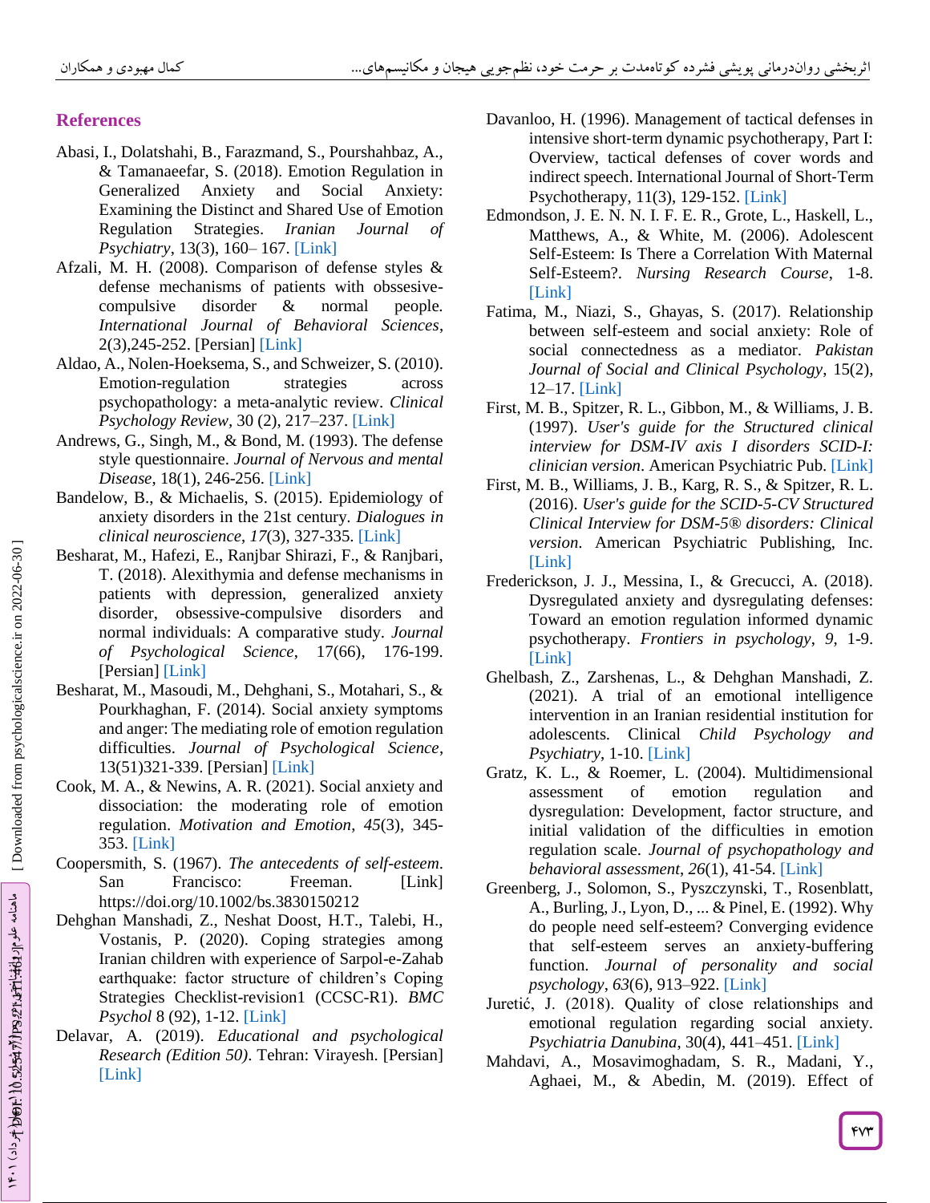## References

Abasi, I., Dolatshahi, B., Farazmand, S., Pourshahbaz, A., & Tamanaeefar, S. (2018). Emotion Regulation in Generalized Anxiety and Social Anxiety: Examining the Distinct and Shared Use of Emotion Regulation Strategies. *Iranian Journal of Psychiatry*, 13(3), 160– 167. [Link]

Afzali, M. H. (2008). Comparison of defense styles & defense mechanisms of patients with obssesive-compulsive disorder & normal people. *International Journal of Behavioral Sciences*, 2(3),245-252. [Persian] [Link]

Aldao, A., Nolen-Hoeksema, S., and Schweizer, S. (2010). Emotion-regulation strategies across psychopathology: a meta-analytic review. *Clinical Psychology Review*, 30 (2), 217–237. [Link]

Andrews, G., Singh, M., & Bond, M. (1993). The defense style questionnaire. *Journal of Nervous and mental Disease*, 18(1), 246-256. [Link]

Bandelow, B., & Michaelis, S. (2015). Epidemiology of anxiety disorders in the 21st century. *Dialogues in clinical neuroscience*, *17*(3), 327-335. [Link]

Besharat, M., Hafezi, E., Ranjbar Shirazi, F., & Ranjbari, T. (2018). Alexithymia and defense mechanisms in patients with depression, generalized anxiety disorder, obsessive-compulsive disorders and normal individuals: A comparative study. *Journal of Psychological Science*, 17(66), 176-199. [Persian] [Link]

Besharat, M., Masoudi, M., Dehghani, S., Motahari, S., & Pourkhaghan, F. (2014). Social anxiety symptoms and anger: The mediating role of emotion regulation difficulties. *Journal of Psychological Science*, 13(51)321-339. [Persian] [Link]

Cook, M. A., & Newins, A. R. (2021). Social anxiety and dissociation: the moderating role of emotion regulation. *Motivation and Emotion*, *45*(3), 345-353. [Link]

Coopersmith, S. (1967). *The antecedents of self-esteem*. San Francisco: Freeman. [Link] https://doi.org/10.1002/bs.3830150212

Dehghan Manshadi, Z., Neshat Doost, H.T., Talebi, H., Vostanis, P. (2020). Coping strategies among Iranian children with experience of Sarpol-e-Zahab earthquake: factor structure of children's Coping Strategies Checklist-revision1 (CCSC-R1). *BMC Psychol* 8 (92), 1-12. [Link]

Delavar, A. (2019). *Educational and psychological Research (Edition 50)*. Tehran: Virayesh. [Persian] [Link]

Davanloo, H. (1996). Management of tactical defenses in intensive short-term dynamic psychotherapy, Part I: Overview, tactical defenses of cover words and indirect speech. International Journal of Short-Term Psychotherapy, 11(3), 129-152. [Link]

Edmondson, J. E. N. N. I. F. E. R., Grote, L., Haskell, L., Matthews, A., & White, M. (2006). Adolescent Self-Esteem: Is There a Correlation With Maternal Self-Esteem?. *Nursing Research Course*, 1-8. [Link]

Fatima, M., Niazi, S., Ghayas, S. (2017). Relationship between self-esteem and social anxiety: Role of social connectedness as a mediator. *Pakistan Journal of Social and Clinical Psychology*, 15(2), 12–17. [Link]

First, M. B., Spitzer, R. L., Gibbon, M., & Williams, J. B. (1997). *User's guide for the Structured clinical interview for DSM-IV axis I disorders SCID-I: clinician version*. American Psychiatric Pub. [Link]

First, M. B., Williams, J. B., Karg, R. S., & Spitzer, R. L. (2016). *User's guide for the SCID-5-CV Structured Clinical Interview for DSM-5® disorders: Clinical version*. American Psychiatric Publishing, Inc. [Link]

Frederickson, J. J., Messina, I., & Grecucci, A. (2018). Dysregulated anxiety and dysregulating defenses: Toward an emotion regulation informed dynamic psychotherapy. *Frontiers in psychology*, *9*, 1-9. [Link]

Ghelbash, Z., Zarshenas, L., & Dehghan Manshadi, Z. (2021). A trial of an emotional intelligence intervention in an Iranian residential institution for adolescents. Clinical *Child Psychology and Psychiatry*, 1-10. [Link]

Gratz, K. L., & Roemer, L. (2004). Multidimensional assessment of emotion regulation and dysregulation: Development, factor structure, and initial validation of the difficulties in emotion regulation scale. *Journal of psychopathology and behavioral assessment*, *26*(1), 41-54. [Link]

Greenberg, J., Solomon, S., Pyszczynski, T., Rosenblatt, A., Burling, J., Lyon, D., ... & Pinel, E. (1992). Why do people need self-esteem? Converging evidence that self-esteem serves an anxiety-buffering function. *Journal of personality and social psychology*, *63*(6), 913–922. [Link]

Juretić, J. (2018). Quality of close relationships and emotional regulation regarding social anxiety. *Psychiatria Danubina*, 30(4), 441–451. [Link]

Mahdavi, A., Mosavimoghadam, S. R., Madani, Y., Aghaei, M., & Abedin, M. (2019). Effect of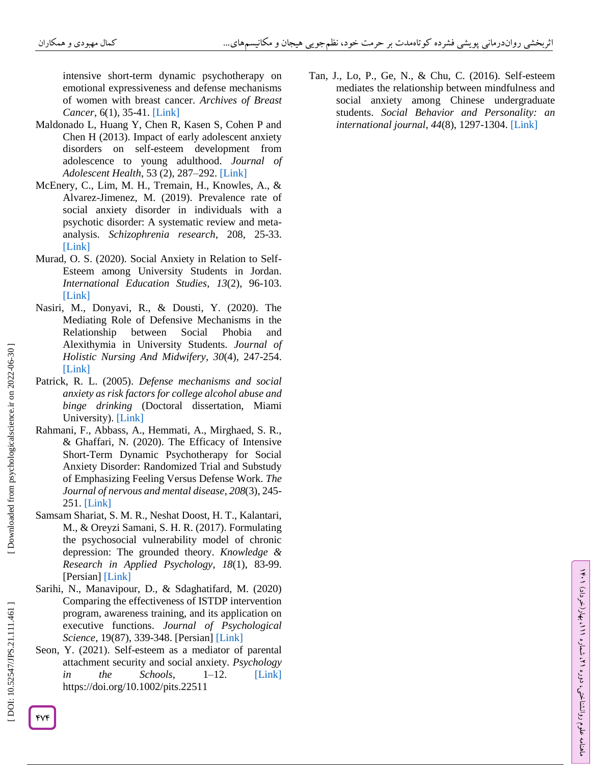intensive short-term dynamic psychotherapy on emotional expressiveness and defense mechanisms of women with breast cancer. *Archives of Breast Cancer*, 6(1), 35-41. [Link]

Maldonado L, Huang Y, Chen R, Kasen S, Cohen P and Chen H (2013). Impact of early adolescent anxiety disorders on self-esteem development from adolescence to young adulthood. *Journal of Adolescent Health*, 53 (2), 287–292. [Link]

McEnery, C., Lim, M. H., Tremain, H., Knowles, A., & Alvarez-Jimenez, M. (2019). Prevalence rate of social anxiety disorder in individuals with a psychotic disorder: A systematic review and meta-analysis. *Schizophrenia research*, 208, 25-33. [Link]

Murad, O. S. (2020). Social Anxiety in Relation to Self-Esteem among University Students in Jordan. *International Education Studies*, *13*(2), 96-103. [Link]

Nasiri, M., Donyavi, R., & Dousti, Y. (2020). The Mediating Role of Defensive Mechanisms in the Relationship between Social Phobia and Alexithymia in University Students. *Journal of Holistic Nursing And Midwifery*, *30*(4), 247-254. [Link]

Patrick, R. L. (2005). *Defense mechanisms and social anxiety as risk factors for college alcohol abuse and binge drinking* (Doctoral dissertation, Miami University). [Link]

Rahmani, F., Abbass, A., Hemmati, A., Mirghaed, S. R., & Ghaffari, N. (2020). The Efficacy of Intensive Short-Term Dynamic Psychotherapy for Social Anxiety Disorder: Randomized Trial and Substudy of Emphasizing Feeling Versus Defense Work. *The Journal of nervous and mental disease*, *208*(3), 245-251. [Link]

Samsam Shariat, S. M. R., Neshat Doost, H. T., Kalantari, M., & Oreyzi Samani, S. H. R. (2017). Formulating the psychosocial vulnerability model of chronic depression: The grounded theory. *Knowledge & Research in Applied Psychology*, *18*(1), 83-99. [Persian] [Link]

Sarihi, N., Manavipour, D., & Sdaghatifard, M. (2020) Comparing the effectiveness of ISTDP intervention program, awareness training, and its application on executive functions. *Journal of Psychological Science*, 19(87), 339-348. [Persian] [Link]

Seon, Y. (2021). Self-esteem as a mediator of parental attachment security and social anxiety. *Psychology in the Schools*, 1–12. [Link] https://doi.org/10.1002/pits.22511

Tan, J., Lo, P., Ge, N., & Chu, C. (2016). Self-esteem mediates the relationship between mindfulness and social anxiety among Chinese undergraduate students. *Social Behavior and Personality: an international journal*, *44*(8), 1297-1304. [Link]